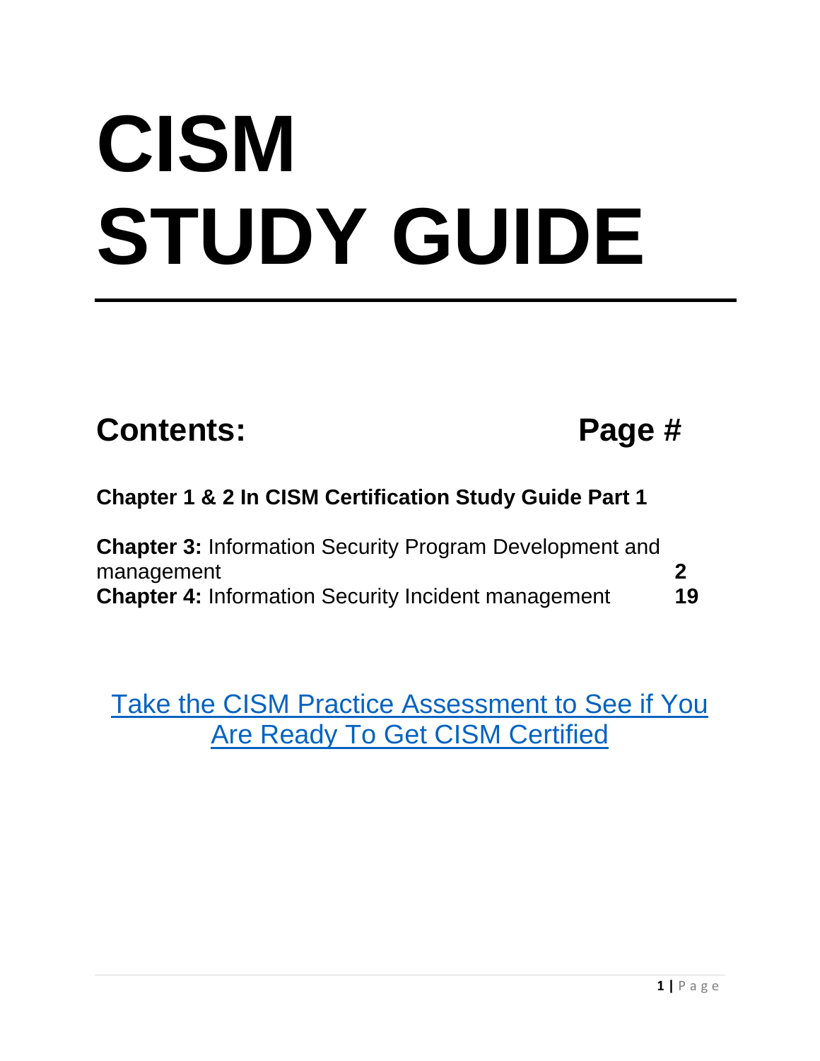# CISM STUDY GUIDE

---

| **Contents:** | **Page #** |
| --- | --- |
| **Chapter 1 & 2 In CISM Certification Study Guide Part 1** | |
| **Chapter 3:** Information Security Program Development and management | **2** |
| **Chapter 4:** Information Security Incident management | **19** |

Take the CISM Practice Assessment to See if You Are Ready To Get CISM Certified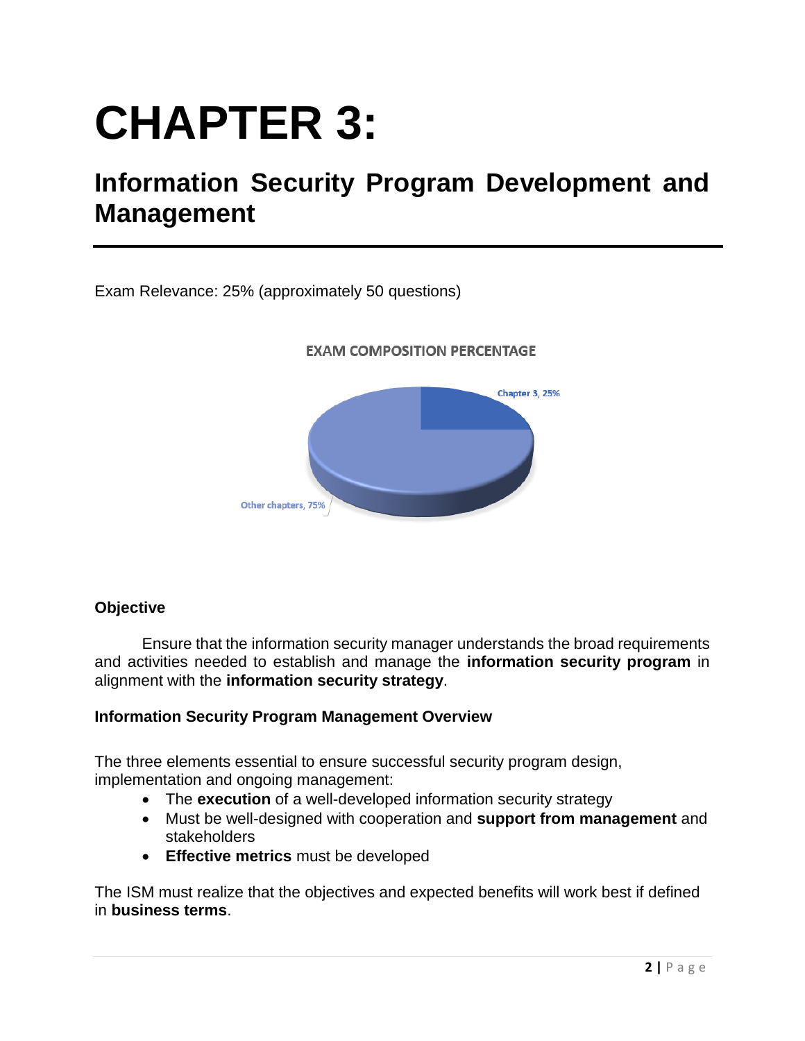# CHAPTER 3:

## Information Security Program Development and Management

Exam Relevance: 25% (approximately 50 questions)

EXAM COMPOSITION PERCENTAGE

Chapter 3, 25%

Other chapters, 75%

**Objective**

Ensure that the information security manager understands the broad requirements and activities needed to establish and manage the **information security program** in alignment with the **information security strategy**.

**Information Security Program Management Overview**

The three elements essential to ensure successful security program design, implementation and ongoing management:

- The **execution** of a well-developed information security strategy
- Must be well-designed with cooperation and **support from management** and stakeholders
- **Effective metrics** must be developed

The ISM must realize that the objectives and expected benefits will work best if defined in **business terms**.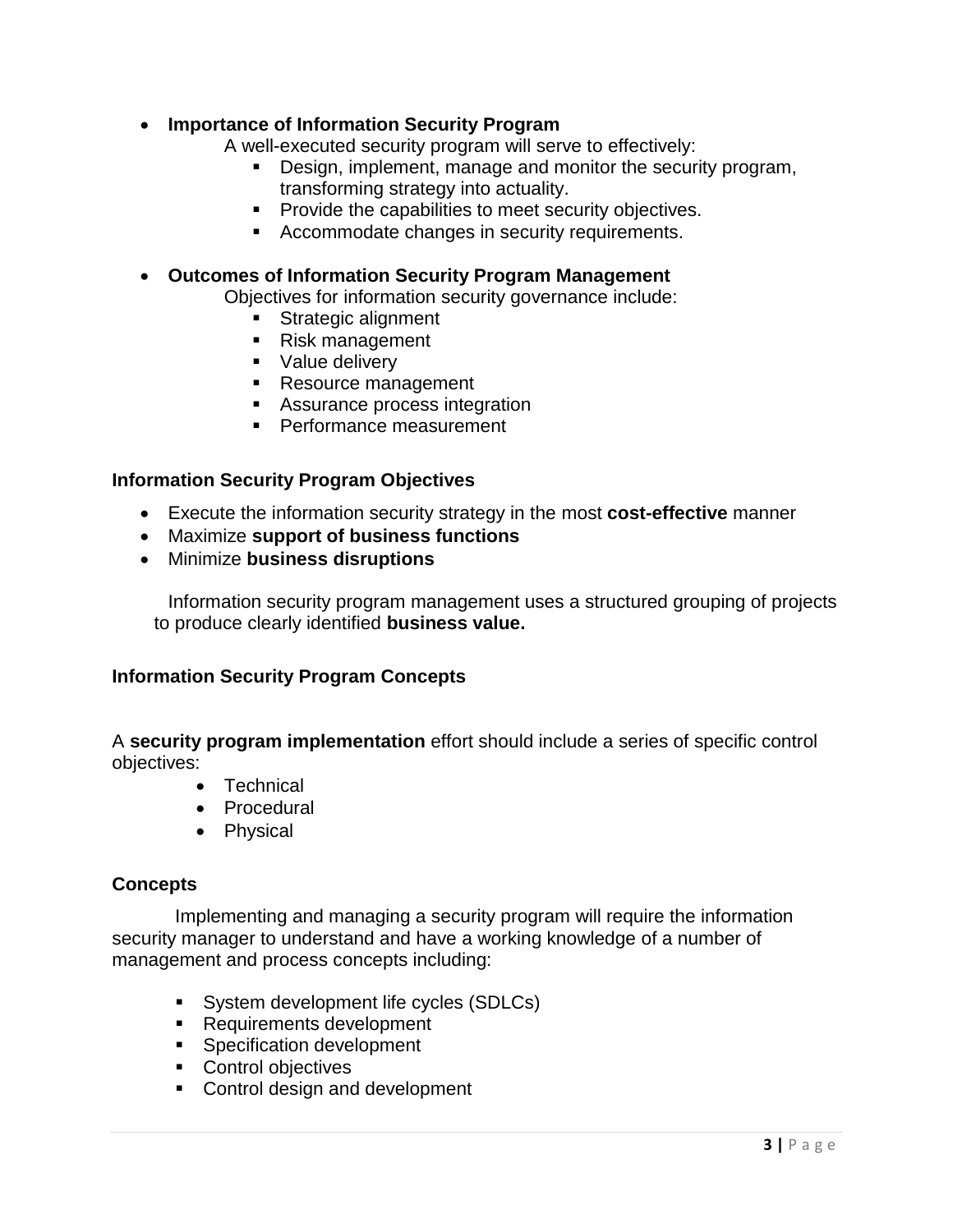- **Importance of Information Security Program**

  A well-executed security program will serve to effectively:

  - Design, implement, manage and monitor the security program, transforming strategy into actuality.
  - Provide the capabilities to meet security objectives.
  - Accommodate changes in security requirements.

- **Outcomes of Information Security Program Management**

  Objectives for information security governance include:

  - Strategic alignment
  - Risk management
  - Value delivery
  - Resource management
  - Assurance process integration
  - Performance measurement

### Information Security Program Objectives

- Execute the information security strategy in the most **cost-effective** manner
- Maximize **support of business functions**
- Minimize **business disruptions**

Information security program management uses a structured grouping of projects to produce clearly identified **business value.**

### Information Security Program Concepts

A **security program implementation** effort should include a series of specific control objectives:

- Technical
- Procedural
- Physical

### Concepts

Implementing and managing a security program will require the information security manager to understand and have a working knowledge of a number of management and process concepts including:

- System development life cycles (SDLCs)
- Requirements development
- Specification development
- Control objectives
- Control design and development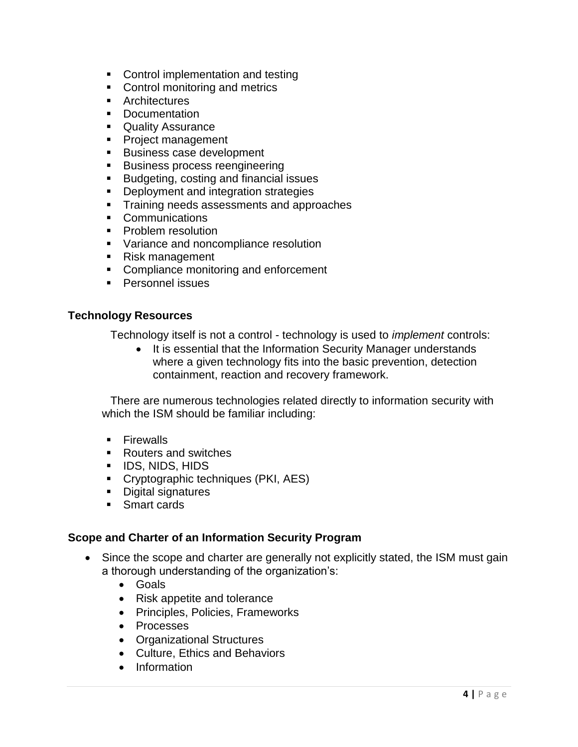- Control implementation and testing
- Control monitoring and metrics
- Architectures
- Documentation
- Quality Assurance
- Project management
- Business case development
- Business process reengineering
- Budgeting, costing and financial issues
- Deployment and integration strategies
- Training needs assessments and approaches
- Communications
- Problem resolution
- Variance and noncompliance resolution
- Risk management
- Compliance monitoring and enforcement
- Personnel issues

### Technology Resources

Technology itself is not a control - technology is used to *implement* controls:

- It is essential that the Information Security Manager understands where a given technology fits into the basic prevention, detection containment, reaction and recovery framework.

There are numerous technologies related directly to information security with which the ISM should be familiar including:

- Firewalls
- Routers and switches
- IDS, NIDS, HIDS
- Cryptographic techniques (PKI, AES)
- Digital signatures
- Smart cards

### Scope and Charter of an Information Security Program

- Since the scope and charter are generally not explicitly stated, the ISM must gain a thorough understanding of the organization's:
  - Goals
  - Risk appetite and tolerance
  - Principles, Policies, Frameworks
  - Processes
  - Organizational Structures
  - Culture, Ethics and Behaviors
  - Information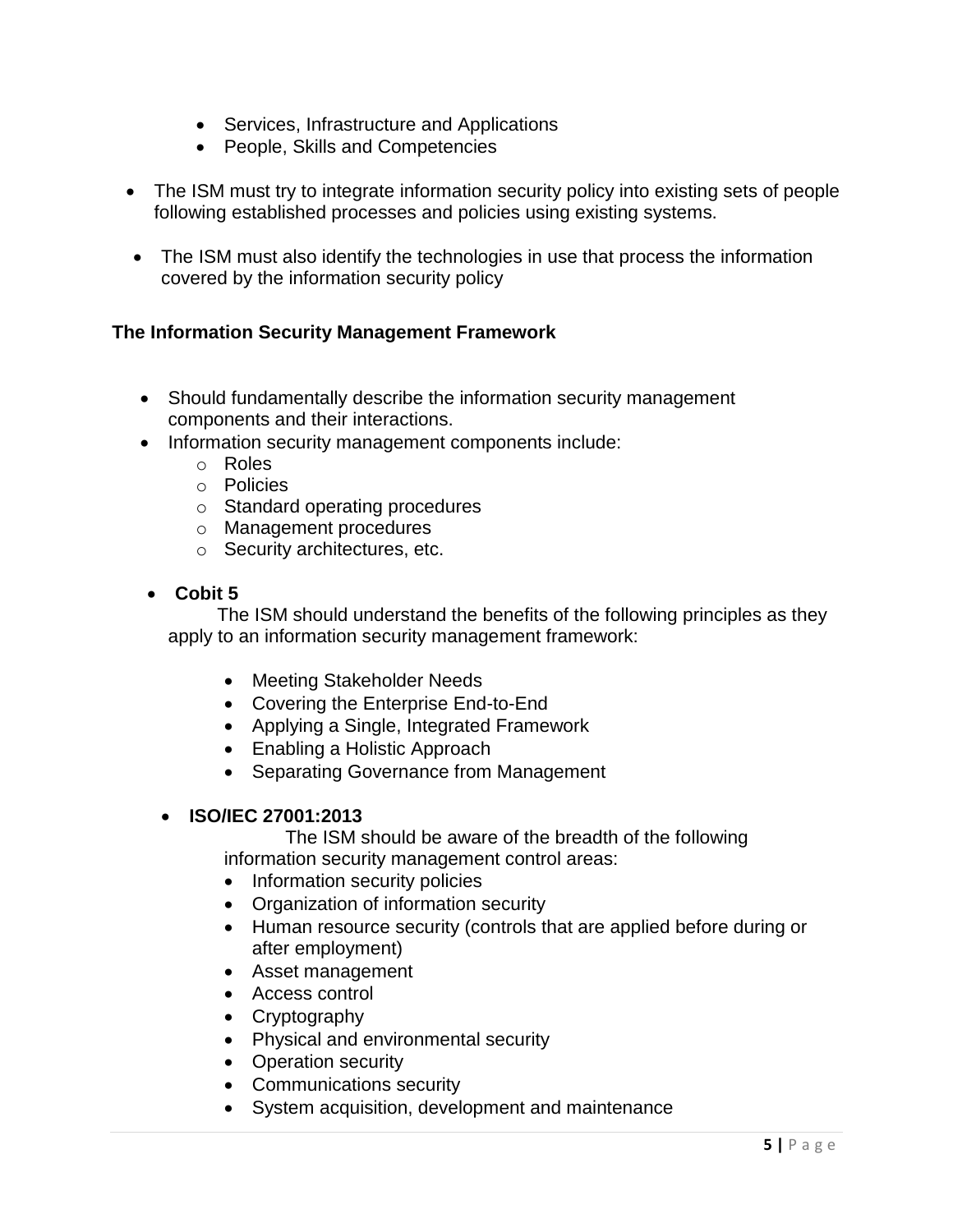- Services, Infrastructure and Applications
  - People, Skills and Competencies

- The ISM must try to integrate information security policy into existing sets of people following established processes and policies using existing systems.

- The ISM must also identify the technologies in use that process the information covered by the information security policy

**The Information Security Management Framework**

- Should fundamentally describe the information security management components and their interactions.
- Information security management components include:
  - Roles
  - Policies
  - Standard operating procedures
  - Management procedures
  - Security architectures, etc.

- **Cobit 5**

  The ISM should understand the benefits of the following principles as they apply to an information security management framework:

  - Meeting Stakeholder Needs
  - Covering the Enterprise End-to-End
  - Applying a Single, Integrated Framework
  - Enabling a Holistic Approach
  - Separating Governance from Management

- **ISO/IEC 27001:2013**

  The ISM should be aware of the breadth of the following information security management control areas:

  - Information security policies
  - Organization of information security
  - Human resource security (controls that are applied before during or after employment)
  - Asset management
  - Access control
  - Cryptography
  - Physical and environmental security
  - Operation security
  - Communications security
  - System acquisition, development and maintenance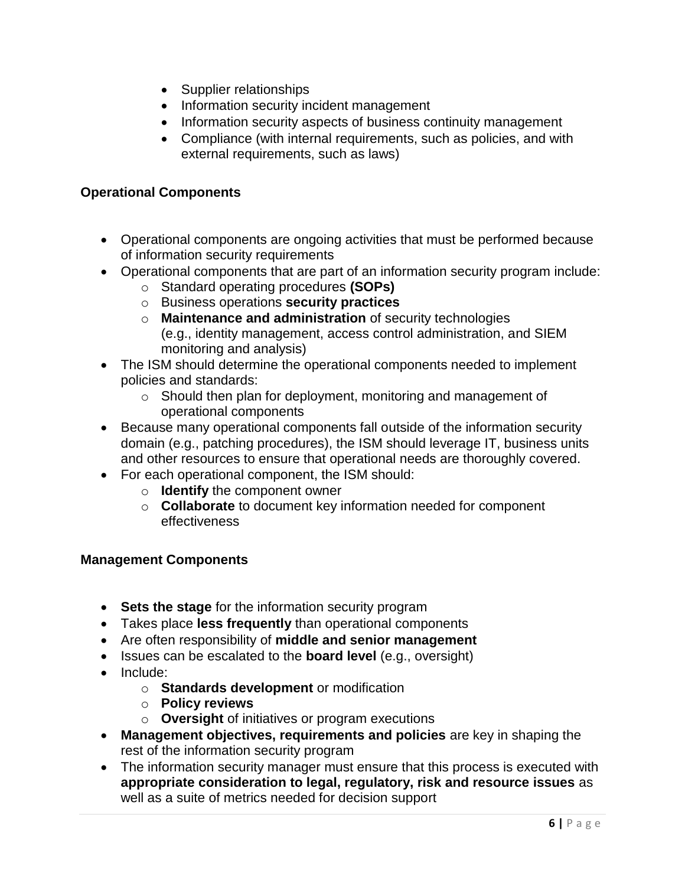- Supplier relationships
- Information security incident management
- Information security aspects of business continuity management
- Compliance (with internal requirements, such as policies, and with external requirements, such as laws)

**Operational Components**

- Operational components are ongoing activities that must be performed because of information security requirements
- Operational components that are part of an information security program include:
    - Standard operating procedures **(SOPs)**
    - Business operations **security practices**
    - **Maintenance and administration** of security technologies (e.g., identity management, access control administration, and SIEM monitoring and analysis)
- The ISM should determine the operational components needed to implement policies and standards:
    - Should then plan for deployment, monitoring and management of operational components
- Because many operational components fall outside of the information security domain (e.g., patching procedures), the ISM should leverage IT, business units and other resources to ensure that operational needs are thoroughly covered.
- For each operational component, the ISM should:
    - **Identify** the component owner
    - **Collaborate** to document key information needed for component effectiveness

**Management Components**

- **Sets the stage** for the information security program
- Takes place **less frequently** than operational components
- Are often responsibility of **middle and senior management**
- Issues can be escalated to the **board level** (e.g., oversight)
- Include:
    - **Standards development** or modification
    - **Policy reviews**
    - **Oversight** of initiatives or program executions
- **Management objectives, requirements and policies** are key in shaping the rest of the information security program
- The information security manager must ensure that this process is executed with **appropriate consideration to legal, regulatory, risk and resource issues** as well as a suite of metrics needed for decision support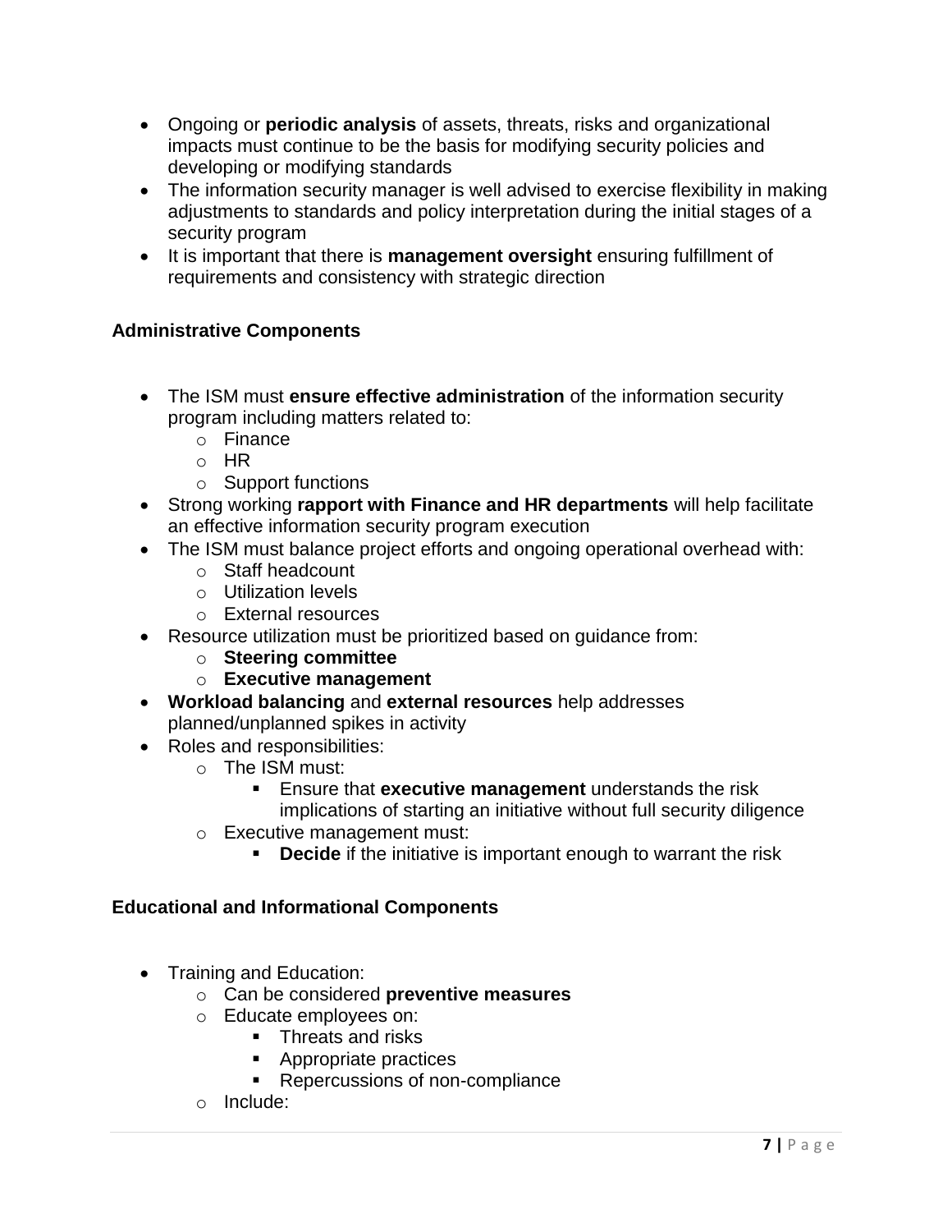- Ongoing or **periodic analysis** of assets, threats, risks and organizational impacts must continue to be the basis for modifying security policies and developing or modifying standards
- The information security manager is well advised to exercise flexibility in making adjustments to standards and policy interpretation during the initial stages of a security program
- It is important that there is **management oversight** ensuring fulfillment of requirements and consistency with strategic direction

### Administrative Components

- The ISM must **ensure effective administration** of the information security program including matters related to:
  - Finance
  - HR
  - Support functions
- Strong working **rapport with Finance and HR departments** will help facilitate an effective information security program execution
- The ISM must balance project efforts and ongoing operational overhead with:
  - Staff headcount
  - Utilization levels
  - External resources
- Resource utilization must be prioritized based on guidance from:
  - **Steering committee**
  - **Executive management**
- **Workload balancing** and **external resources** help addresses planned/unplanned spikes in activity
- Roles and responsibilities:
  - The ISM must:
    - Ensure that **executive management** understands the risk implications of starting an initiative without full security diligence
  - Executive management must:
    - **Decide** if the initiative is important enough to warrant the risk

### Educational and Informational Components

- Training and Education:
  - Can be considered **preventive measures**
  - Educate employees on:
    - Threats and risks
    - Appropriate practices
    - Repercussions of non-compliance
  - Include: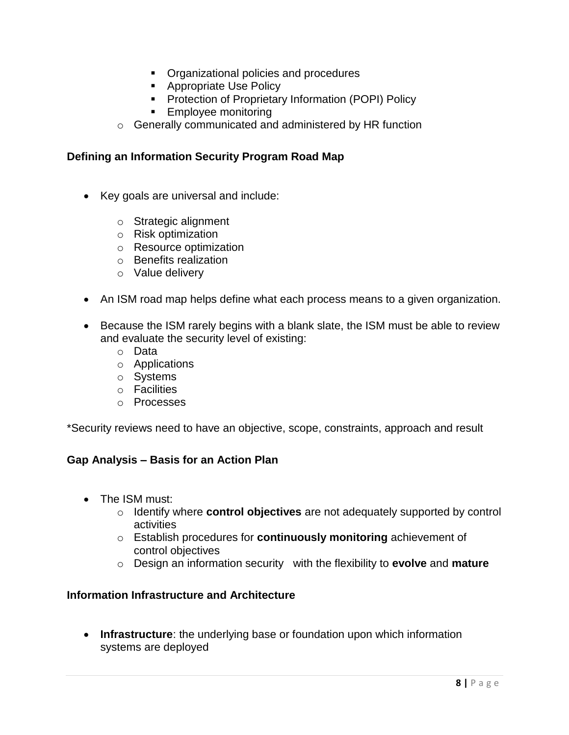- Organizational policies and procedures
        - Appropriate Use Policy
        - Protection of Proprietary Information (POPI) Policy
        - Employee monitoring
    - Generally communicated and administered by HR function

**Defining an Information Security Program Road Map**

- Key goals are universal and include:
    - Strategic alignment
    - Risk optimization
    - Resource optimization
    - Benefits realization
    - Value delivery
- An ISM road map helps define what each process means to a given organization.
- Because the ISM rarely begins with a blank slate, the ISM must be able to review and evaluate the security level of existing:
    - Data
    - Applications
    - Systems
    - Facilities
    - Processes

*Security reviews need to have an objective, scope, constraints, approach and result

**Gap Analysis – Basis for an Action Plan**

- The ISM must:
    - Identify where **control objectives** are not adequately supported by control activities
    - Establish procedures for **continuously monitoring** achievement of control objectives
    - Design an information security   with the flexibility to **evolve** and **mature**

**Information Infrastructure and Architecture**

- **Infrastructure**: the underlying base or foundation upon which information systems are deployed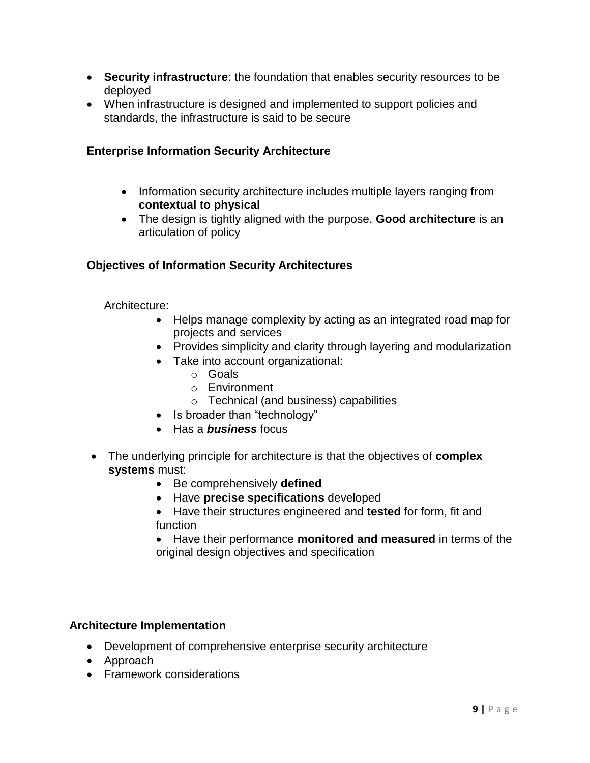- **Security infrastructure**: the foundation that enables security resources to be deployed
- When infrastructure is designed and implemented to support policies and standards, the infrastructure is said to be secure

### Enterprise Information Security Architecture

- Information security architecture includes multiple layers ranging from **contextual to physical**
- The design is tightly aligned with the purpose. **Good architecture** is an articulation of policy

### Objectives of Information Security Architectures

Architecture:

- Helps manage complexity by acting as an integrated road map for projects and services
- Provides simplicity and clarity through layering and modularization
- Take into account organizational:
  - Goals
  - Environment
  - Technical (and business) capabilities
- Is broader than "technology"
- Has a ***business*** focus

- The underlying principle for architecture is that the objectives of **complex systems** must:
  - Be comprehensively **defined**
  - Have **precise specifications** developed
  - Have their structures engineered and **tested** for form, fit and function
  - Have their performance **monitored and measured** in terms of the original design objectives and specification

### Architecture Implementation

- Development of comprehensive enterprise security architecture
- Approach
- Framework considerations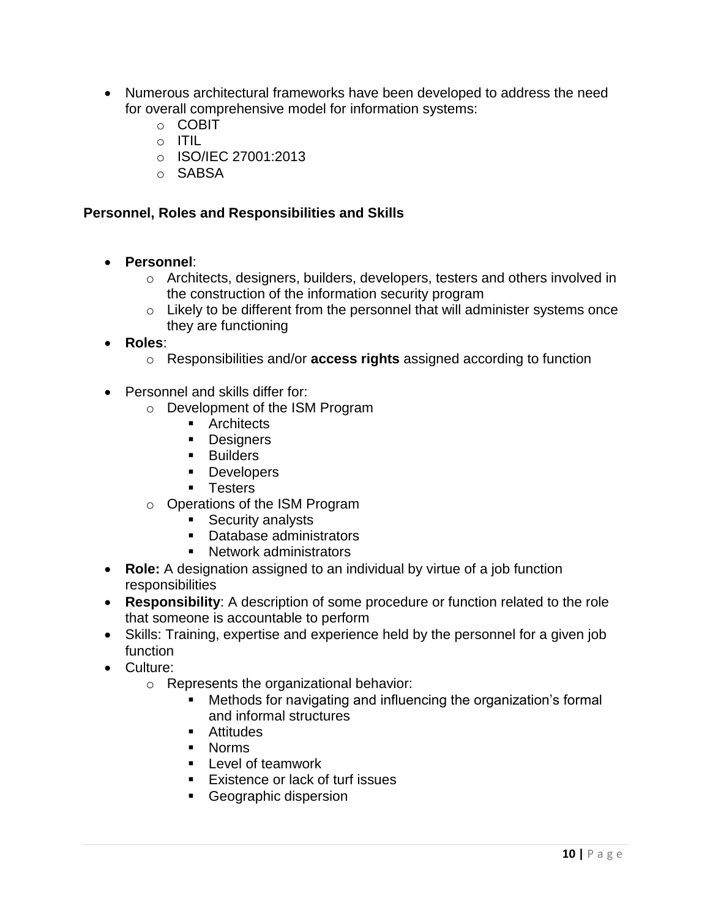- Numerous architectural frameworks have been developed to address the need for overall comprehensive model for information systems:
  - COBIT
  - ITIL
  - ISO/IEC 27001:2013
  - SABSA

**Personnel, Roles and Responsibilities and Skills**

- **Personnel**:
  - Architects, designers, builders, developers, testers and others involved in the construction of the information security program
  - Likely to be different from the personnel that will administer systems once they are functioning
- **Roles**:
  - Responsibilities and/or **access rights** assigned according to function

- Personnel and skills differ for:
  - Development of the ISM Program
    - Architects
    - Designers
    - Builders
    - Developers
    - Testers
  - Operations of the ISM Program
    - Security analysts
    - Database administrators
    - Network administrators
- **Role:** A designation assigned to an individual by virtue of a job function responsibilities
- **Responsibility**: A description of some procedure or function related to the role that someone is accountable to perform
- Skills: Training, expertise and experience held by the personnel for a given job function
- Culture:
  - Represents the organizational behavior:
    - Methods for navigating and influencing the organization's formal and informal structures
    - Attitudes
    - Norms
    - Level of teamwork
    - Existence or lack of turf issues
    - Geographic dispersion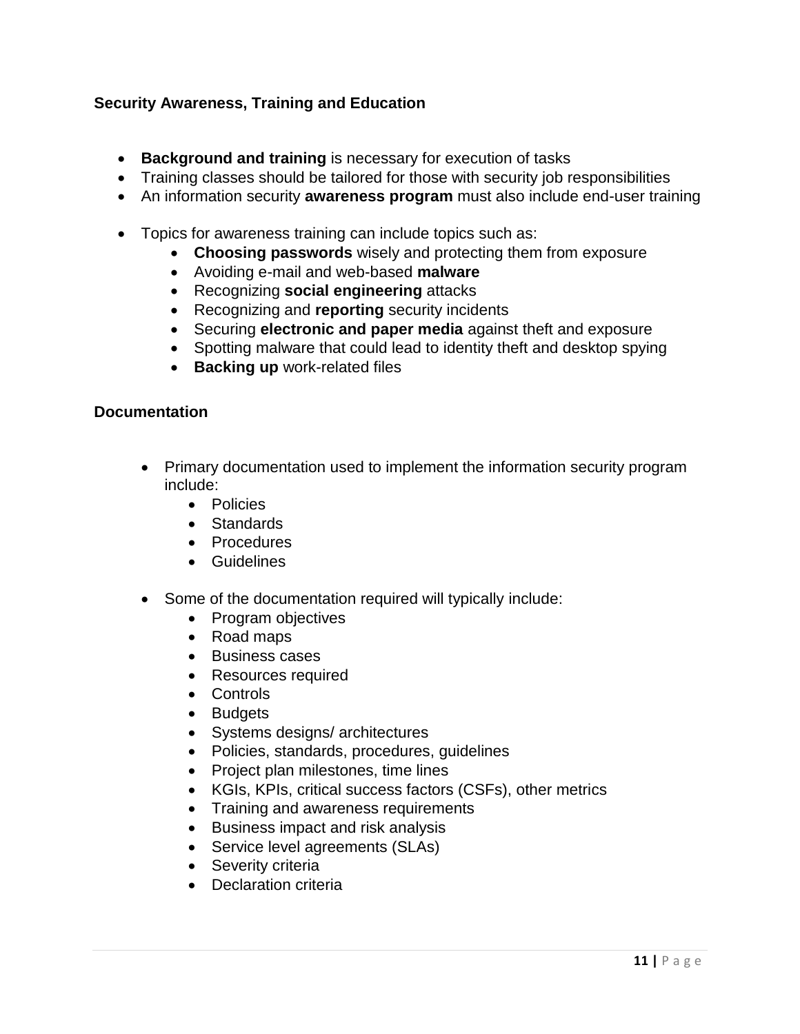## Security Awareness, Training and Education

- **Background and training** is necessary for execution of tasks
- Training classes should be tailored for those with security job responsibilities
- An information security **awareness program** must also include end-user training

- Topics for awareness training can include topics such as:
  - **Choosing passwords** wisely and protecting them from exposure
  - Avoiding e-mail and web-based **malware**
  - Recognizing **social engineering** attacks
  - Recognizing and **reporting** security incidents
  - Securing **electronic and paper media** against theft and exposure
  - Spotting malware that could lead to identity theft and desktop spying
  - **Backing up** work-related files

## Documentation

- Primary documentation used to implement the information security program include:
  - Policies
  - Standards
  - Procedures
  - Guidelines

- Some of the documentation required will typically include:
  - Program objectives
  - Road maps
  - Business cases
  - Resources required
  - Controls
  - Budgets
  - Systems designs/ architectures
  - Policies, standards, procedures, guidelines
  - Project plan milestones, time lines
  - KGIs, KPIs, critical success factors (CSFs), other metrics
  - Training and awareness requirements
  - Business impact and risk analysis
  - Service level agreements (SLAs)
  - Severity criteria
  - Declaration criteria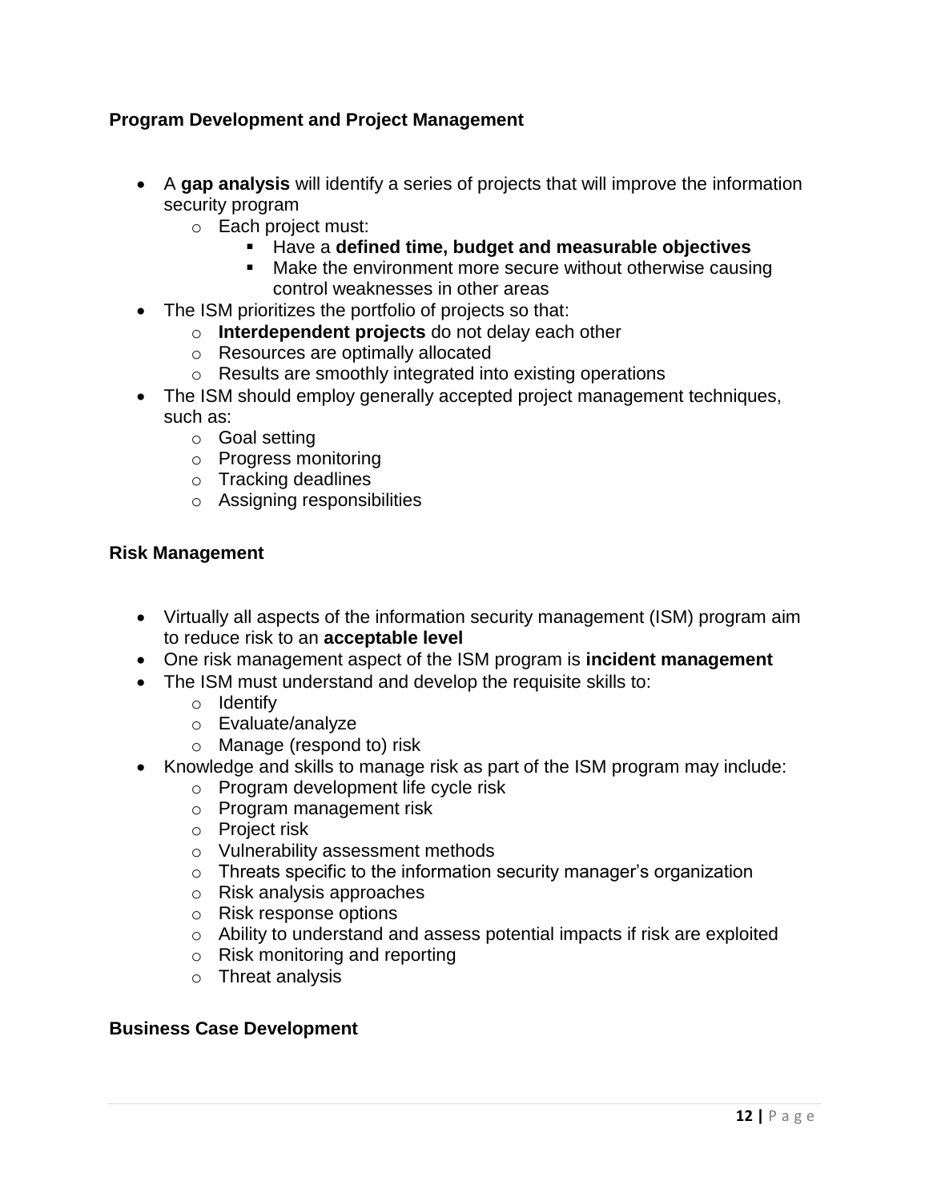### Program Development and Project Management

- A **gap analysis** will identify a series of projects that will improve the information security program
    - Each project must:
        - Have a **defined time, budget and measurable objectives**
        - Make the environment more secure without otherwise causing control weaknesses in other areas
- The ISM prioritizes the portfolio of projects so that:
    - **Interdependent projects** do not delay each other
    - Resources are optimally allocated
    - Results are smoothly integrated into existing operations
- The ISM should employ generally accepted project management techniques, such as:
    - Goal setting
    - Progress monitoring
    - Tracking deadlines
    - Assigning responsibilities

### Risk Management

- Virtually all aspects of the information security management (ISM) program aim to reduce risk to an **acceptable level**
- One risk management aspect of the ISM program is **incident management**
- The ISM must understand and develop the requisite skills to:
    - Identify
    - Evaluate/analyze
    - Manage (respond to) risk
- Knowledge and skills to manage risk as part of the ISM program may include:
    - Program development life cycle risk
    - Program management risk
    - Project risk
    - Vulnerability assessment methods
    - Threats specific to the information security manager's organization
    - Risk analysis approaches
    - Risk response options
    - Ability to understand and assess potential impacts if risk are exploited
    - Risk monitoring and reporting
    - Threat analysis

### Business Case Development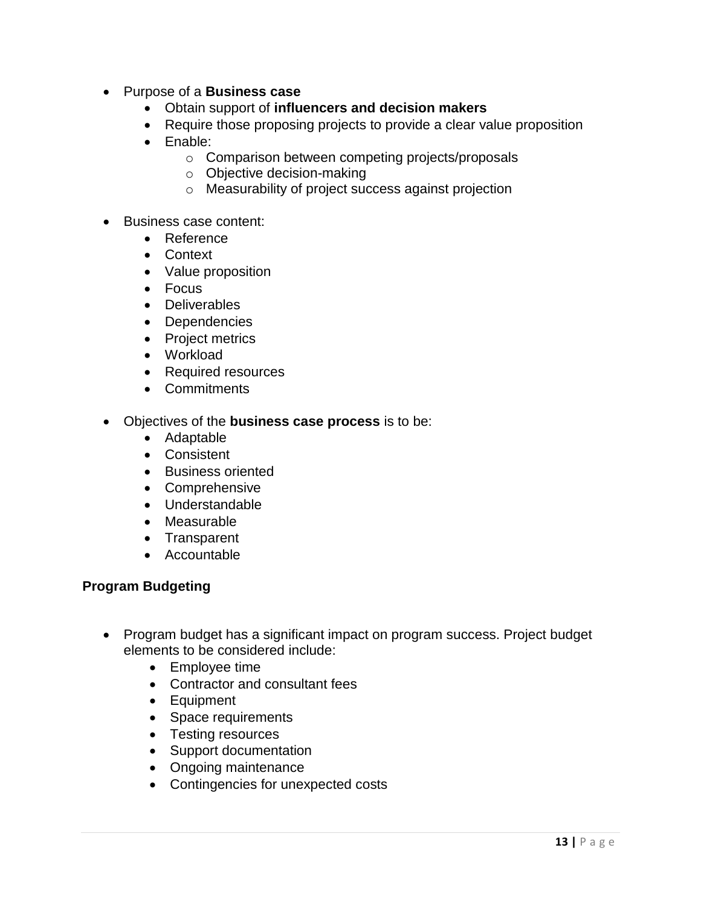- Purpose of a **Business case**
    - Obtain support of **influencers and decision makers**
    - Require those proposing projects to provide a clear value proposition
    - Enable:
        - Comparison between competing projects/proposals
        - Objective decision-making
        - Measurability of project success against projection

- Business case content:
    - Reference
    - Context
    - Value proposition
    - Focus
    - Deliverables
    - Dependencies
    - Project metrics
    - Workload
    - Required resources
    - Commitments

- Objectives of the **business case process** is to be:
    - Adaptable
    - Consistent
    - Business oriented
    - Comprehensive
    - Understandable
    - Measurable
    - Transparent
    - Accountable

**Program Budgeting**

- Program budget has a significant impact on program success. Project budget elements to be considered include:
    - Employee time
    - Contractor and consultant fees
    - Equipment
    - Space requirements
    - Testing resources
    - Support documentation
    - Ongoing maintenance
    - Contingencies for unexpected costs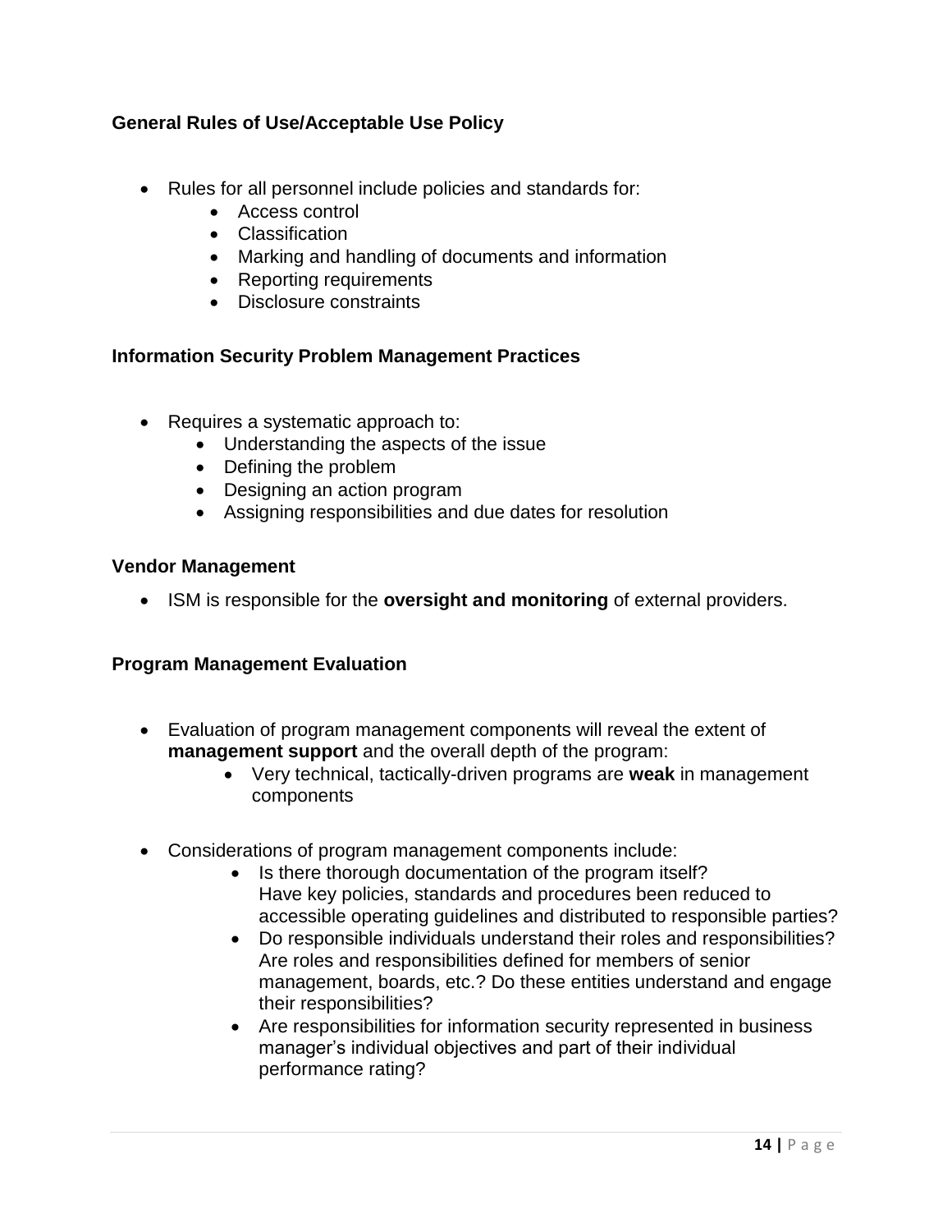### General Rules of Use/Acceptable Use Policy

- Rules for all personnel include policies and standards for:
  - Access control
  - Classification
  - Marking and handling of documents and information
  - Reporting requirements
  - Disclosure constraints

### Information Security Problem Management Practices

- Requires a systematic approach to:
  - Understanding the aspects of the issue
  - Defining the problem
  - Designing an action program
  - Assigning responsibilities and due dates for resolution

### Vendor Management

- ISM is responsible for the **oversight and monitoring** of external providers.

### Program Management Evaluation

- Evaluation of program management components will reveal the extent of **management support** and the overall depth of the program:
  - Very technical, tactically-driven programs are **weak** in management components

- Considerations of program management components include:
  - Is there thorough documentation of the program itself? Have key policies, standards and procedures been reduced to accessible operating guidelines and distributed to responsible parties?
  - Do responsible individuals understand their roles and responsibilities? Are roles and responsibilities defined for members of senior management, boards, etc.? Do these entities understand and engage their responsibilities?
  - Are responsibilities for information security represented in business manager's individual objectives and part of their individual performance rating?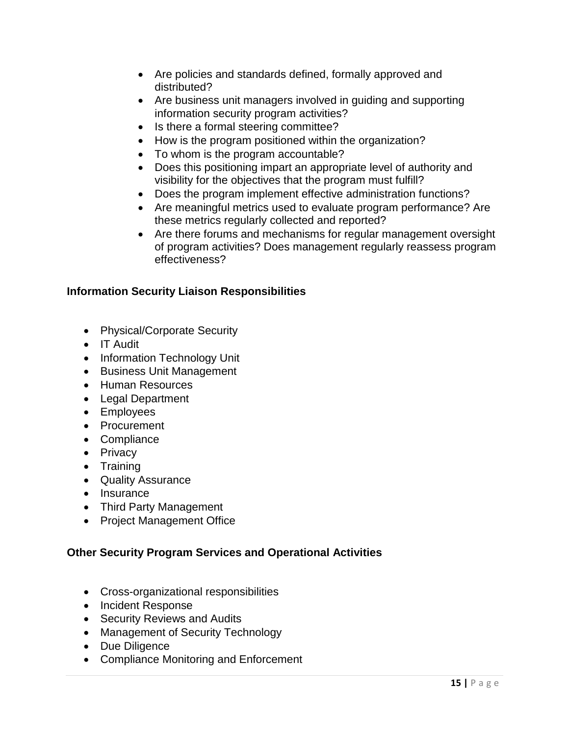- Are policies and standards defined, formally approved and distributed?
- Are business unit managers involved in guiding and supporting information security program activities?
- Is there a formal steering committee?
- How is the program positioned within the organization?
- To whom is the program accountable?
- Does this positioning impart an appropriate level of authority and visibility for the objectives that the program must fulfill?
- Does the program implement effective administration functions?
- Are meaningful metrics used to evaluate program performance? Are these metrics regularly collected and reported?
- Are there forums and mechanisms for regular management oversight of program activities? Does management regularly reassess program effectiveness?

**Information Security Liaison Responsibilities**

- Physical/Corporate Security
- IT Audit
- Information Technology Unit
- Business Unit Management
- Human Resources
- Legal Department
- Employees
- Procurement
- Compliance
- Privacy
- Training
- Quality Assurance
- Insurance
- Third Party Management
- Project Management Office

**Other Security Program Services and Operational Activities**

- Cross-organizational responsibilities
- Incident Response
- Security Reviews and Audits
- Management of Security Technology
- Due Diligence
- Compliance Monitoring and Enforcement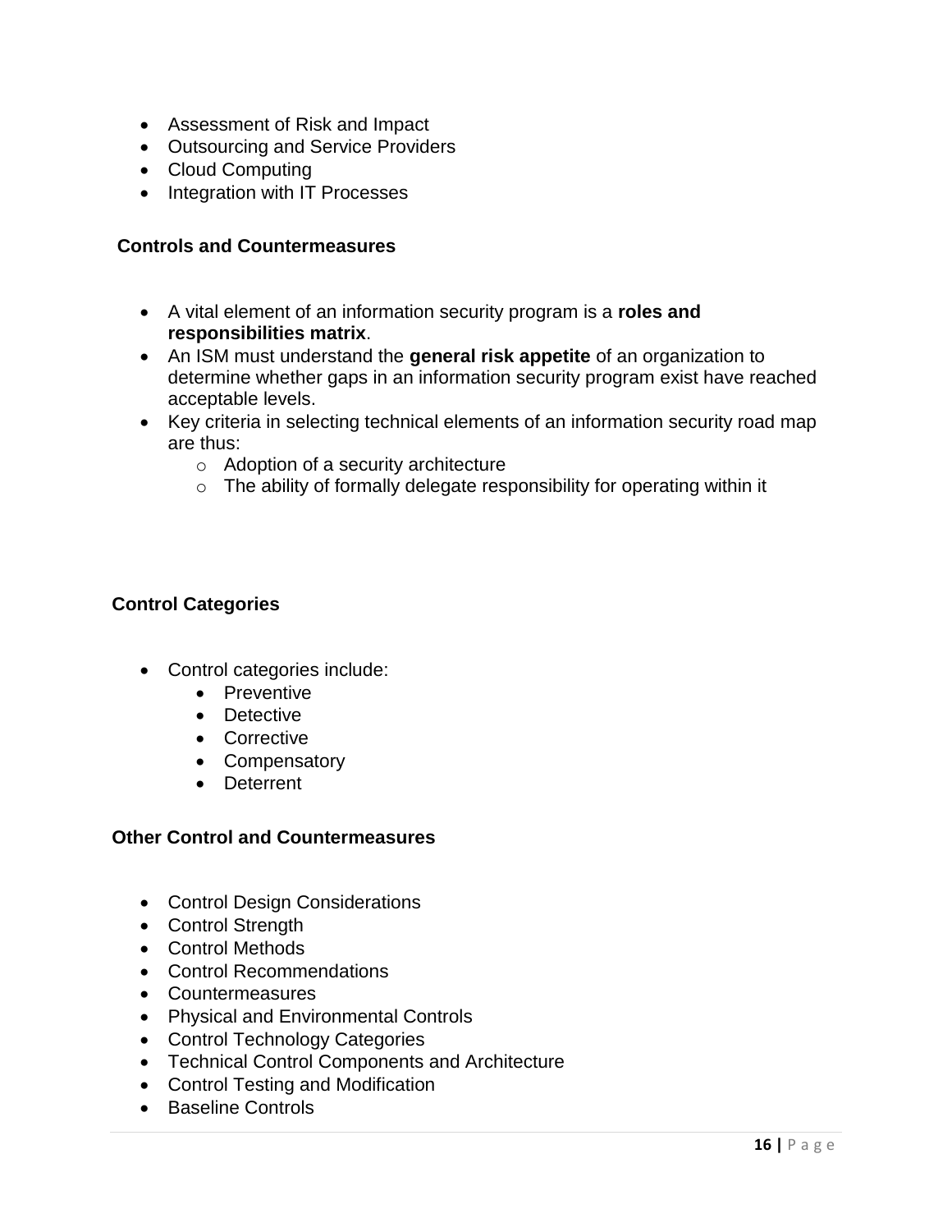- Assessment of Risk and Impact
- Outsourcing and Service Providers
- Cloud Computing
- Integration with IT Processes

**Controls and Countermeasures**

- A vital element of an information security program is a **roles and responsibilities matrix**.
- An ISM must understand the **general risk appetite** of an organization to determine whether gaps in an information security program exist have reached acceptable levels.
- Key criteria in selecting technical elements of an information security road map are thus:
    - Adoption of a security architecture
    - The ability of formally delegate responsibility for operating within it

**Control Categories**

- Control categories include:
    - Preventive
    - Detective
    - Corrective
    - Compensatory
    - Deterrent

**Other Control and Countermeasures**

- Control Design Considerations
- Control Strength
- Control Methods
- Control Recommendations
- Countermeasures
- Physical and Environmental Controls
- Control Technology Categories
- Technical Control Components and Architecture
- Control Testing and Modification
- Baseline Controls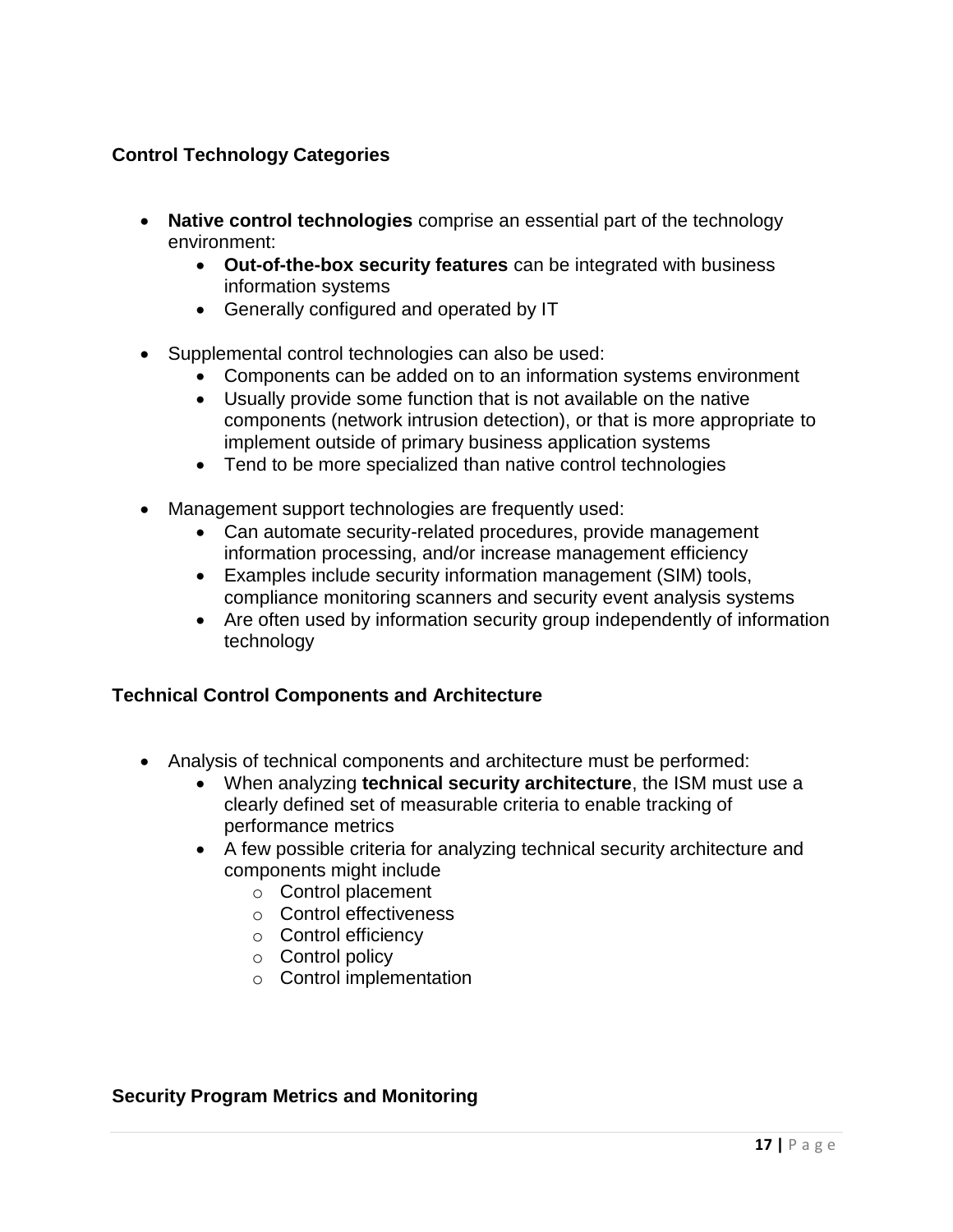### Control Technology Categories

- **Native control technologies** comprise an essential part of the technology environment:
    - **Out-of-the-box security features** can be integrated with business information systems
    - Generally configured and operated by IT
- Supplemental control technologies can also be used:
    - Components can be added on to an information systems environment
    - Usually provide some function that is not available on the native components (network intrusion detection), or that is more appropriate to implement outside of primary business application systems
    - Tend to be more specialized than native control technologies
- Management support technologies are frequently used:
    - Can automate security-related procedures, provide management information processing, and/or increase management efficiency
    - Examples include security information management (SIM) tools, compliance monitoring scanners and security event analysis systems
    - Are often used by information security group independently of information technology

### Technical Control Components and Architecture

- Analysis of technical components and architecture must be performed:
    - When analyzing **technical security architecture**, the ISM must use a clearly defined set of measurable criteria to enable tracking of performance metrics
    - A few possible criteria for analyzing technical security architecture and components might include
        - Control placement
        - Control effectiveness
        - Control efficiency
        - Control policy
        - Control implementation

### Security Program Metrics and Monitoring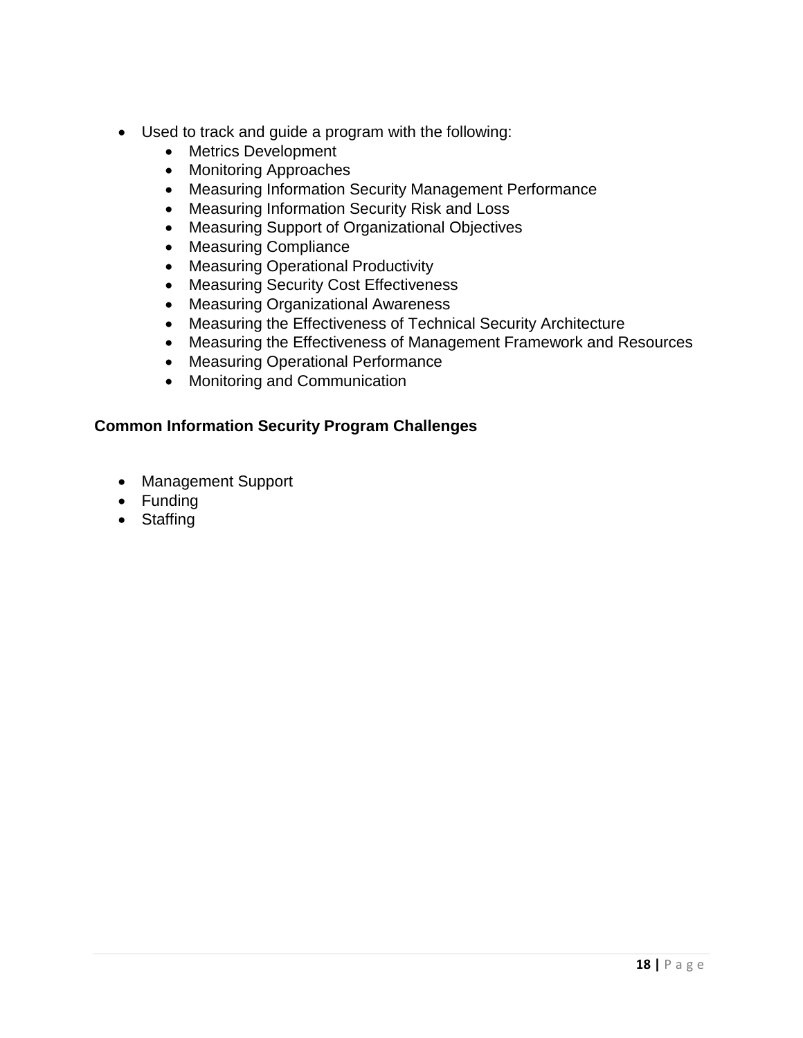- Used to track and guide a program with the following:
    - Metrics Development
    - Monitoring Approaches
    - Measuring Information Security Management Performance
    - Measuring Information Security Risk and Loss
    - Measuring Support of Organizational Objectives
    - Measuring Compliance
    - Measuring Operational Productivity
    - Measuring Security Cost Effectiveness
    - Measuring Organizational Awareness
    - Measuring the Effectiveness of Technical Security Architecture
    - Measuring the Effectiveness of Management Framework and Resources
    - Measuring Operational Performance
    - Monitoring and Communication

### Common Information Security Program Challenges

- Management Support
- Funding
- Staffing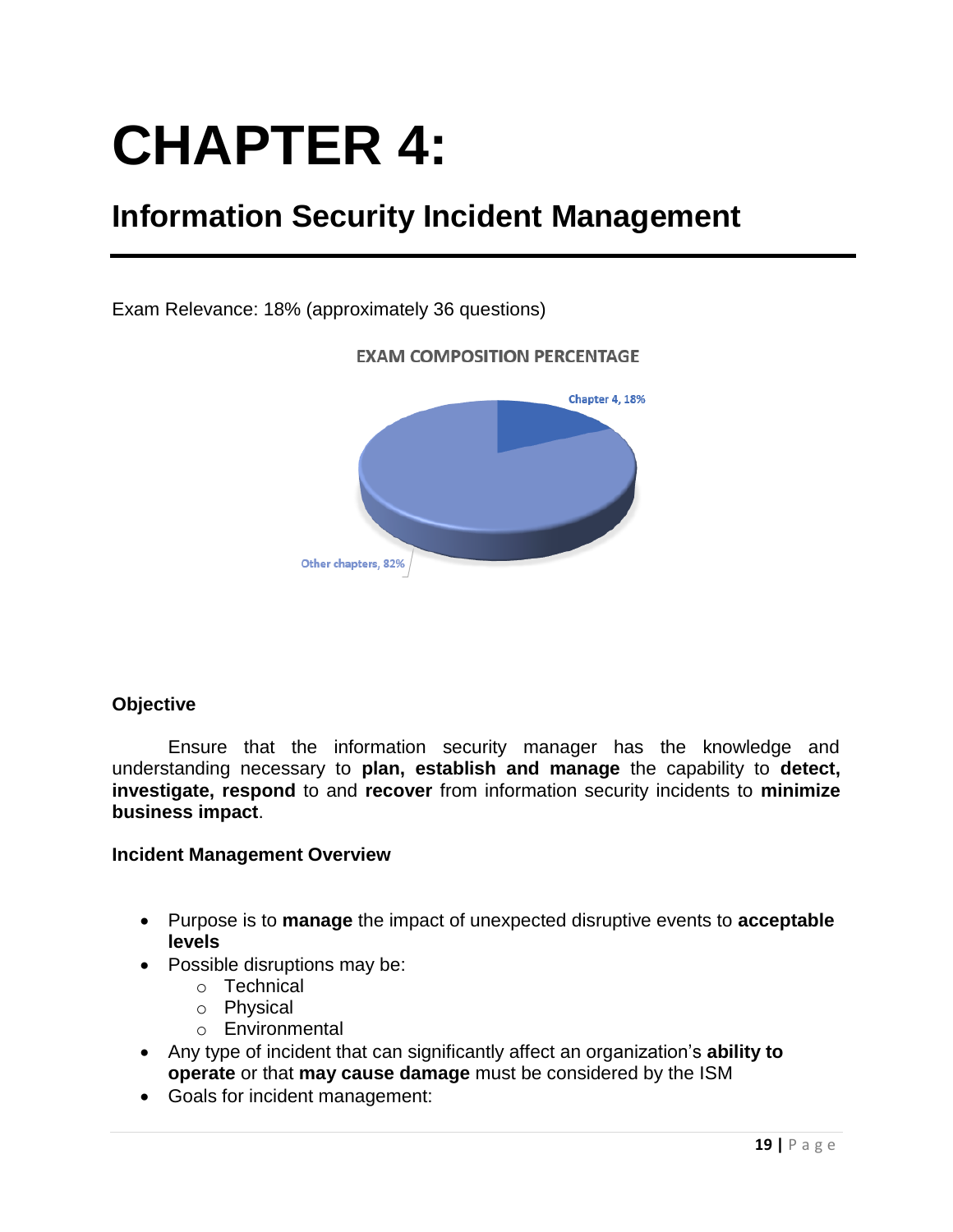# CHAPTER 4:

## Information Security Incident Management

Exam Relevance: 18% (approximately 36 questions)

EXAM COMPOSITION PERCENTAGE

Chapter 4, 18%

Other chapters, 82%

**Objective**

Ensure that the information security manager has the knowledge and understanding necessary to **plan, establish and manage** the capability to **detect, investigate, respond** to and **recover** from information security incidents to **minimize business impact**.

**Incident Management Overview**

- Purpose is to **manage** the impact of unexpected disruptive events to **acceptable levels**
- Possible disruptions may be:
    - Technical
    - Physical
    - Environmental
- Any type of incident that can significantly affect an organization's **ability to operate** or that **may cause damage** must be considered by the ISM
- Goals for incident management: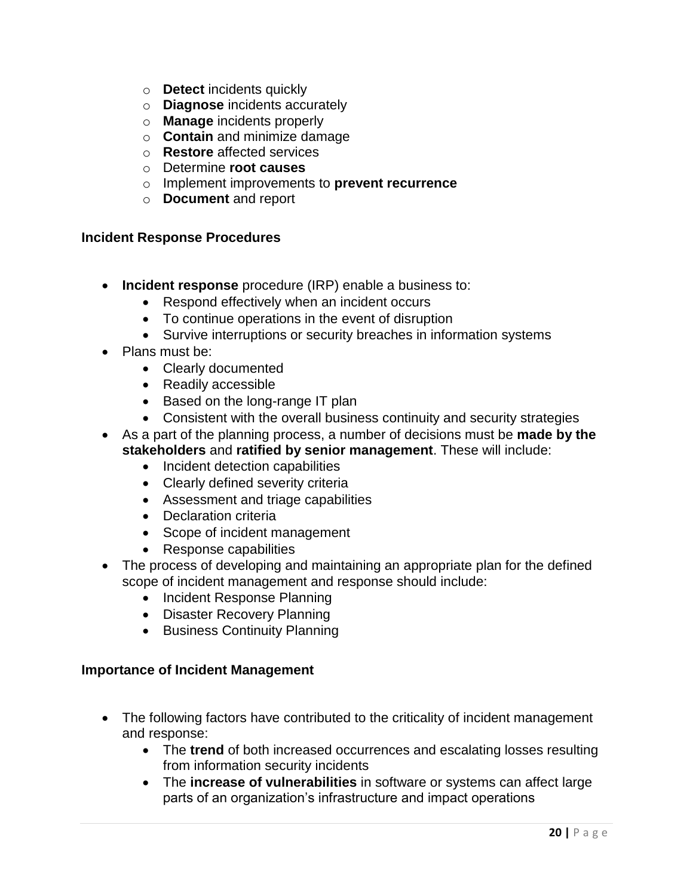- **Detect** incidents quickly
  - **Diagnose** incidents accurately
  - **Manage** incidents properly
  - **Contain** and minimize damage
  - **Restore** affected services
  - Determine **root causes**
  - Implement improvements to **prevent recurrence**
  - **Document** and report

### Incident Response Procedures

- **Incident response** procedure (IRP) enable a business to:
  - Respond effectively when an incident occurs
  - To continue operations in the event of disruption
  - Survive interruptions or security breaches in information systems
- Plans must be:
  - Clearly documented
  - Readily accessible
  - Based on the long-range IT plan
  - Consistent with the overall business continuity and security strategies
- As a part of the planning process, a number of decisions must be **made by the stakeholders** and **ratified by senior management**. These will include:
  - Incident detection capabilities
  - Clearly defined severity criteria
  - Assessment and triage capabilities
  - Declaration criteria
  - Scope of incident management
  - Response capabilities
- The process of developing and maintaining an appropriate plan for the defined scope of incident management and response should include:
  - Incident Response Planning
  - Disaster Recovery Planning
  - Business Continuity Planning

### Importance of Incident Management

- The following factors have contributed to the criticality of incident management and response:
  - The **trend** of both increased occurrences and escalating losses resulting from information security incidents
  - The **increase of vulnerabilities** in software or systems can affect large parts of an organization's infrastructure and impact operations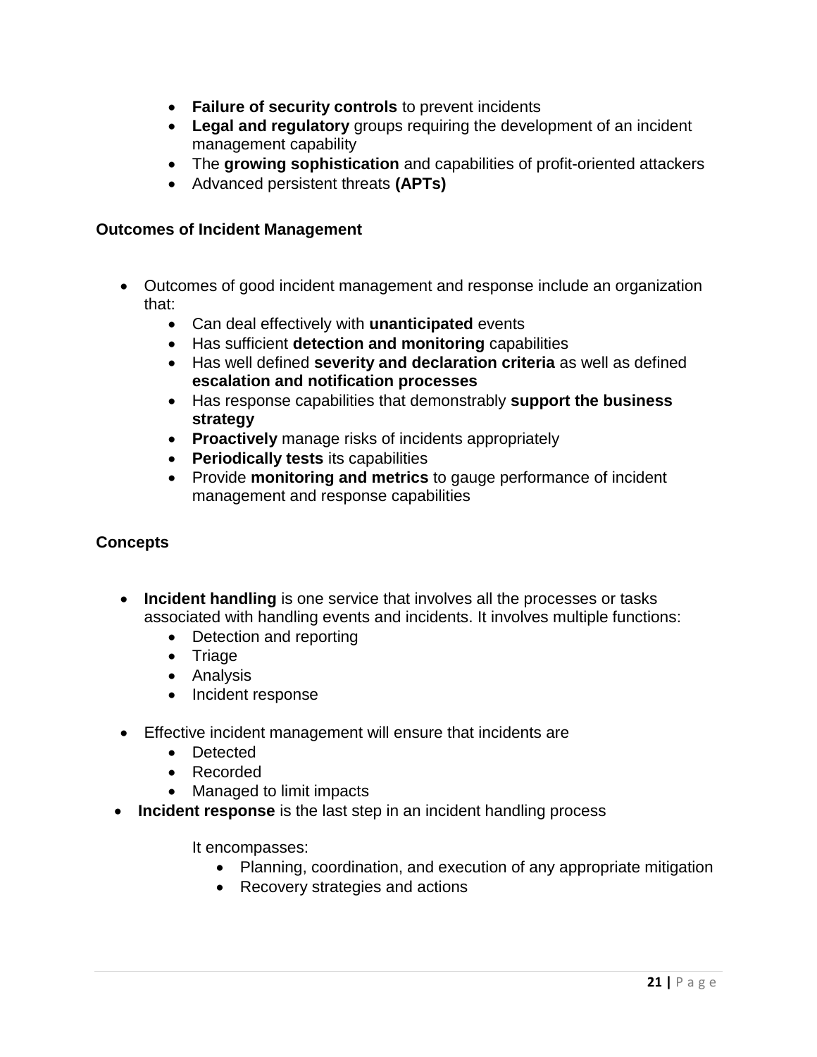- **Failure of security controls** to prevent incidents
- **Legal and regulatory** groups requiring the development of an incident management capability
- The **growing sophistication** and capabilities of profit-oriented attackers
- Advanced persistent threats **(APTs)**

**Outcomes of Incident Management**

- Outcomes of good incident management and response include an organization that:
  - Can deal effectively with **unanticipated** events
  - Has sufficient **detection and monitoring** capabilities
  - Has well defined **severity and declaration criteria** as well as defined **escalation and notification processes**
  - Has response capabilities that demonstrably **support the business strategy**
  - **Proactively** manage risks of incidents appropriately
  - **Periodically tests** its capabilities
  - Provide **monitoring and metrics** to gauge performance of incident management and response capabilities

**Concepts**

- **Incident handling** is one service that involves all the processes or tasks associated with handling events and incidents. It involves multiple functions:
  - Detection and reporting
  - Triage
  - Analysis
  - Incident response
- Effective incident management will ensure that incidents are
  - Detected
  - Recorded
  - Managed to limit impacts
- **Incident response** is the last step in an incident handling process

  It encompasses:
  - Planning, coordination, and execution of any appropriate mitigation
  - Recovery strategies and actions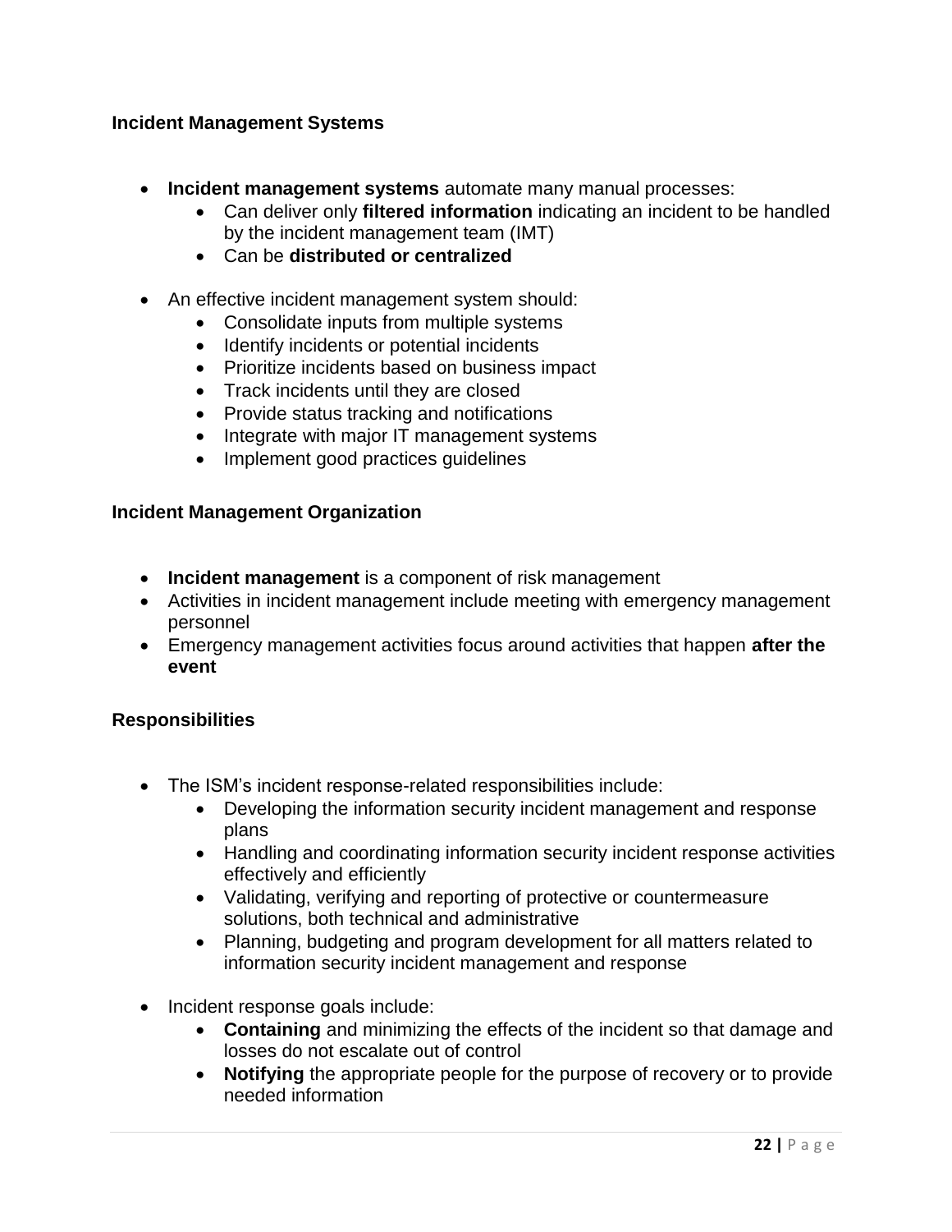## Incident Management Systems

- **Incident management systems** automate many manual processes:
    - Can deliver only **filtered information** indicating an incident to be handled by the incident management team (IMT)
    - Can be **distributed or centralized**
- An effective incident management system should:
    - Consolidate inputs from multiple systems
    - Identify incidents or potential incidents
    - Prioritize incidents based on business impact
    - Track incidents until they are closed
    - Provide status tracking and notifications
    - Integrate with major IT management systems
    - Implement good practices guidelines

## Incident Management Organization

- **Incident management** is a component of risk management
- Activities in incident management include meeting with emergency management personnel
- Emergency management activities focus around activities that happen **after the event**

## Responsibilities

- The ISM's incident response-related responsibilities include:
    - Developing the information security incident management and response plans
    - Handling and coordinating information security incident response activities effectively and efficiently
    - Validating, verifying and reporting of protective or countermeasure solutions, both technical and administrative
    - Planning, budgeting and program development for all matters related to information security incident management and response
- Incident response goals include:
    - **Containing** and minimizing the effects of the incident so that damage and losses do not escalate out of control
    - **Notifying** the appropriate people for the purpose of recovery or to provide needed information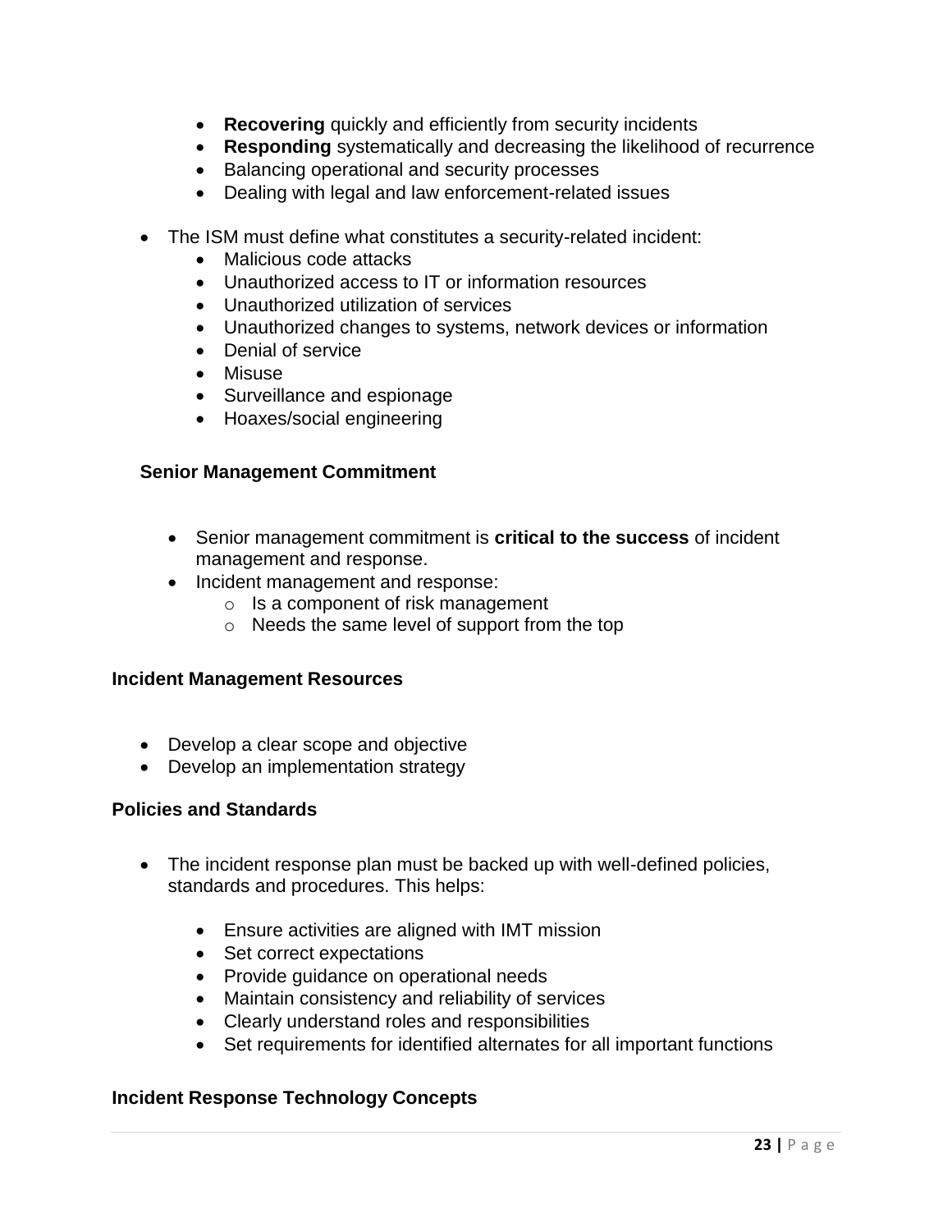- **Recovering** quickly and efficiently from security incidents
  - **Responding** systematically and decreasing the likelihood of recurrence
  - Balancing operational and security processes
  - Dealing with legal and law enforcement-related issues

- The ISM must define what constitutes a security-related incident:
  - Malicious code attacks
  - Unauthorized access to IT or information resources
  - Unauthorized utilization of services
  - Unauthorized changes to systems, network devices or information
  - Denial of service
  - Misuse
  - Surveillance and espionage
  - Hoaxes/social engineering

### Senior Management Commitment

- Senior management commitment is **critical to the success** of incident management and response.
- Incident management and response:
  - Is a component of risk management
  - Needs the same level of support from the top

### Incident Management Resources

- Develop a clear scope and objective
- Develop an implementation strategy

### Policies and Standards

- The incident response plan must be backed up with well-defined policies, standards and procedures. This helps:
  - Ensure activities are aligned with IMT mission
  - Set correct expectations
  - Provide guidance on operational needs
  - Maintain consistency and reliability of services
  - Clearly understand roles and responsibilities
  - Set requirements for identified alternates for all important functions

### Incident Response Technology Concepts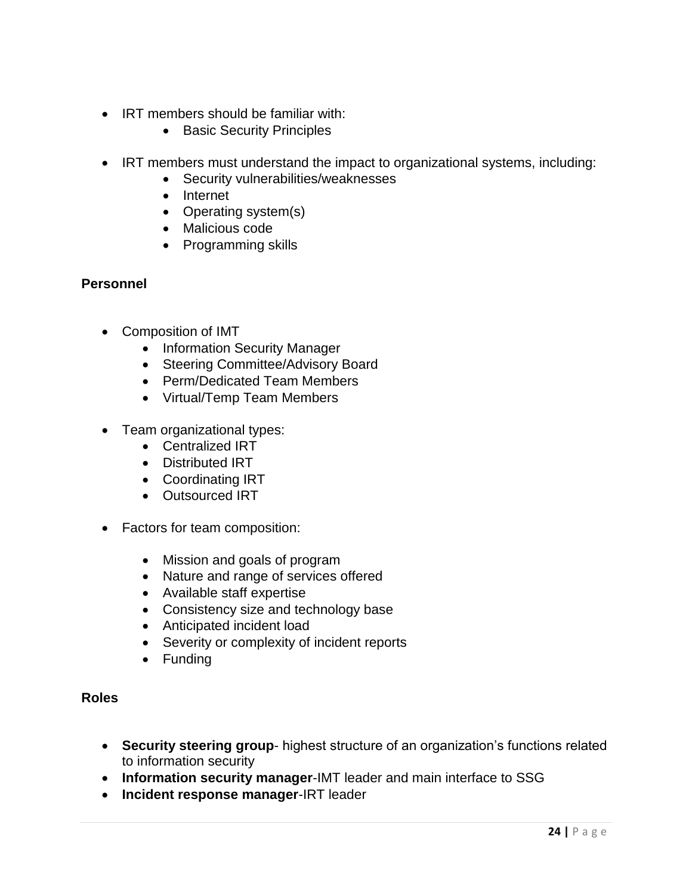- IRT members should be familiar with:
  - Basic Security Principles

- IRT members must understand the impact to organizational systems, including:
  - Security vulnerabilities/weaknesses
  - Internet
  - Operating system(s)
  - Malicious code
  - Programming skills

### Personnel

- Composition of IMT
  - Information Security Manager
  - Steering Committee/Advisory Board
  - Perm/Dedicated Team Members
  - Virtual/Temp Team Members

- Team organizational types:
  - Centralized IRT
  - Distributed IRT
  - Coordinating IRT
  - Outsourced IRT

- Factors for team composition:

  - Mission and goals of program
  - Nature and range of services offered
  - Available staff expertise
  - Consistency size and technology base
  - Anticipated incident load
  - Severity or complexity of incident reports
  - Funding

### Roles

- **Security steering group**- highest structure of an organization's functions related to information security
- **Information security manager**-IMT leader and main interface to SSG
- **Incident response manager**-IRT leader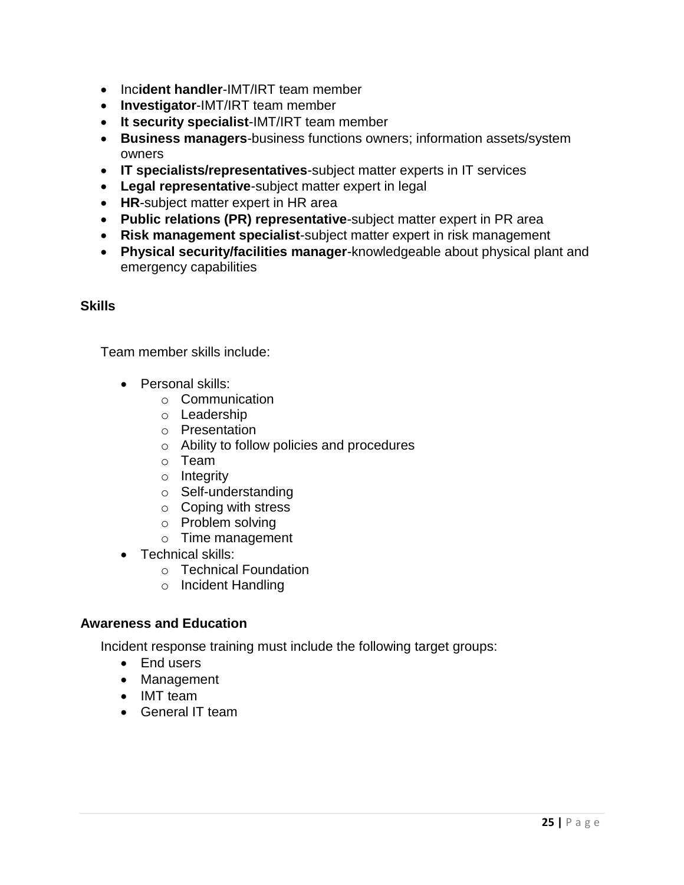- Inc**ident handler**-IMT/IRT team member
- **Investigator**-IMT/IRT team member
- **It security specialist**-IMT/IRT team member
- **Business managers**-business functions owners; information assets/system owners
- **IT specialists/representatives**-subject matter experts in IT services
- **Legal representative**-subject matter expert in legal
- **HR**-subject matter expert in HR area
- **Public relations (PR) representative**-subject matter expert in PR area
- **Risk management specialist**-subject matter expert in risk management
- **Physical security/facilities manager**-knowledgeable about physical plant and emergency capabilities

### Skills

Team member skills include:

- Personal skills:
    - Communication
    - Leadership
    - Presentation
    - Ability to follow policies and procedures
    - Team
    - Integrity
    - Self-understanding
    - Coping with stress
    - Problem solving
    - Time management
- Technical skills:
    - Technical Foundation
    - Incident Handling

### Awareness and Education

Incident response training must include the following target groups:

- End users
- Management
- IMT team
- General IT team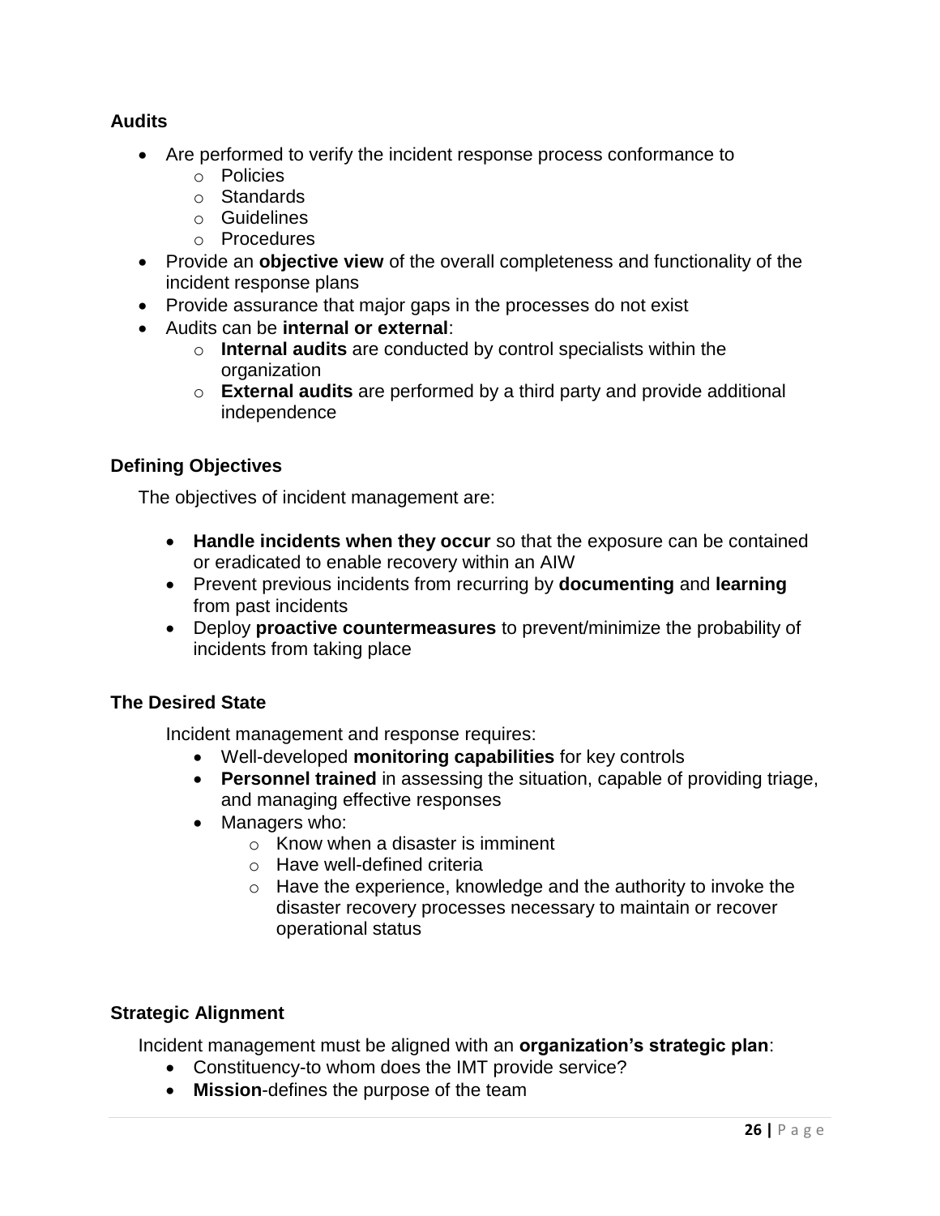### Audits

- Are performed to verify the incident response process conformance to
  - Policies
  - Standards
  - Guidelines
  - Procedures
- Provide an **objective view** of the overall completeness and functionality of the incident response plans
- Provide assurance that major gaps in the processes do not exist
- Audits can be **internal or external**:
  - **Internal audits** are conducted by control specialists within the organization
  - **External audits** are performed by a third party and provide additional independence

### Defining Objectives

The objectives of incident management are:

- **Handle incidents when they occur** so that the exposure can be contained or eradicated to enable recovery within an AIW
- Prevent previous incidents from recurring by **documenting** and **learning** from past incidents
- Deploy **proactive countermeasures** to prevent/minimize the probability of incidents from taking place

### The Desired State

Incident management and response requires:

- Well-developed **monitoring capabilities** for key controls
- **Personnel trained** in assessing the situation, capable of providing triage, and managing effective responses
- Managers who:
  - Know when a disaster is imminent
  - Have well-defined criteria
  - Have the experience, knowledge and the authority to invoke the disaster recovery processes necessary to maintain or recover operational status

### Strategic Alignment

Incident management must be aligned with an **organization's strategic plan**:

- Constituency-to whom does the IMT provide service?
- **Mission**-defines the purpose of the team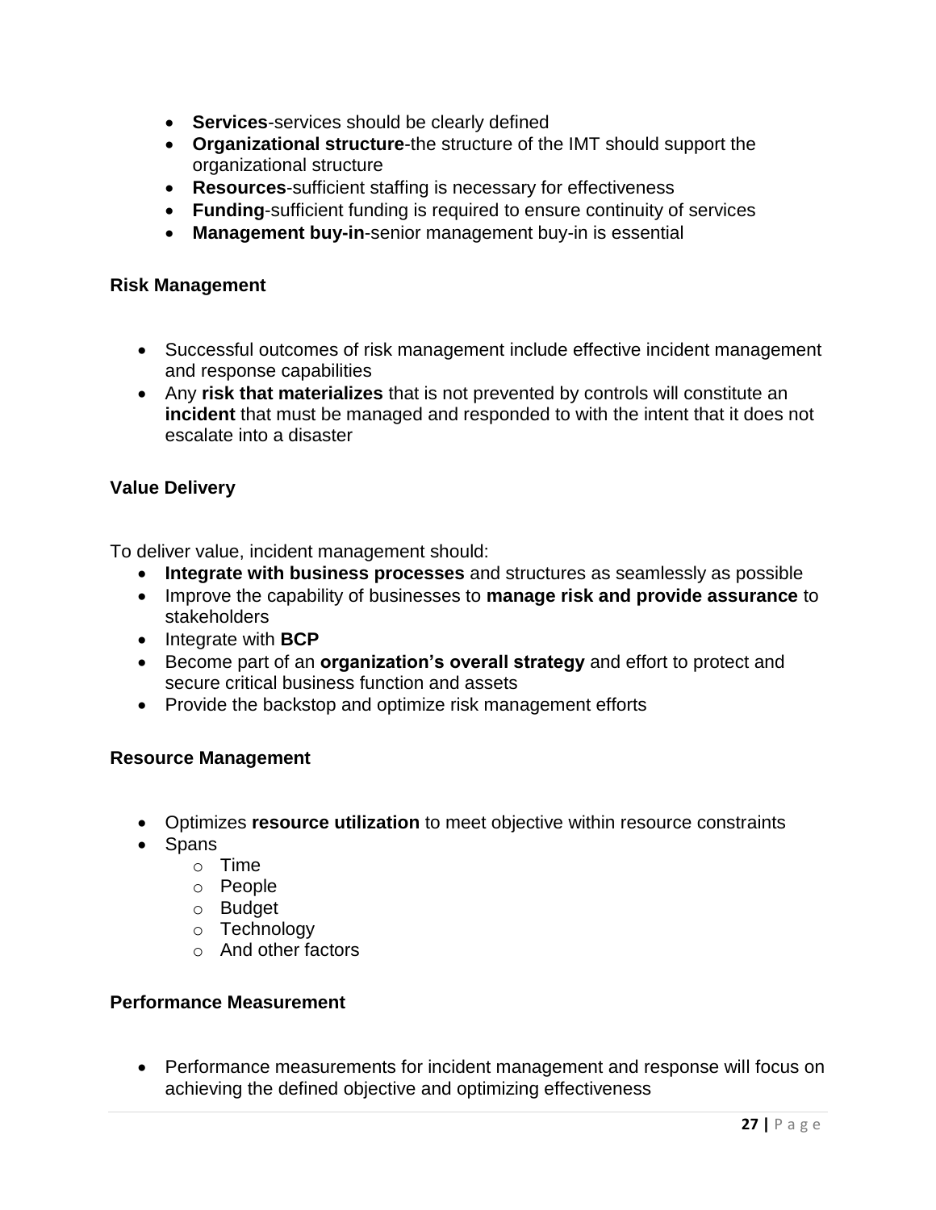- **Services**-services should be clearly defined
- **Organizational structure**-the structure of the IMT should support the organizational structure
- **Resources**-sufficient staffing is necessary for effectiveness
- **Funding**-sufficient funding is required to ensure continuity of services
- **Management buy-in**-senior management buy-in is essential

### Risk Management

- Successful outcomes of risk management include effective incident management and response capabilities
- Any **risk that materializes** that is not prevented by controls will constitute an **incident** that must be managed and responded to with the intent that it does not escalate into a disaster

### Value Delivery

To deliver value, incident management should:

- **Integrate with business processes** and structures as seamlessly as possible
- Improve the capability of businesses to **manage risk and provide assurance** to stakeholders
- Integrate with **BCP**
- Become part of an **organization's overall strategy** and effort to protect and secure critical business function and assets
- Provide the backstop and optimize risk management efforts

### Resource Management

- Optimizes **resource utilization** to meet objective within resource constraints
- Spans
  - Time
  - People
  - Budget
  - Technology
  - And other factors

### Performance Measurement

- Performance measurements for incident management and response will focus on achieving the defined objective and optimizing effectiveness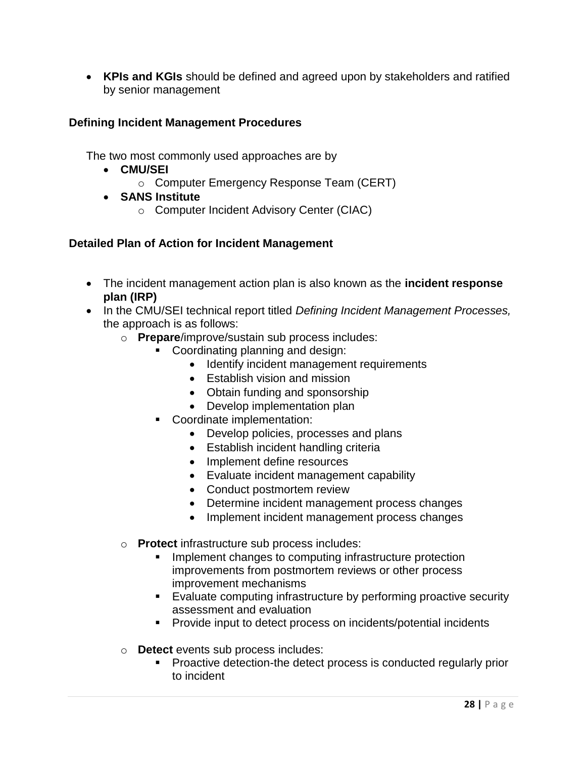- **KPIs and KGIs** should be defined and agreed upon by stakeholders and ratified by senior management

### Defining Incident Management Procedures

The two most commonly used approaches are by

- **CMU/SEI**
    - Computer Emergency Response Team (CERT)
- **SANS Institute**
    - Computer Incident Advisory Center (CIAC)

### Detailed Plan of Action for Incident Management

- The incident management action plan is also known as the **incident response plan (IRP)**
- In the CMU/SEI technical report titled *Defining Incident Management Processes,* the approach is as follows:
    - **Prepare**/improve/sustain sub process includes:
        - Coordinating planning and design:
            - Identify incident management requirements
            - Establish vision and mission
            - Obtain funding and sponsorship
            - Develop implementation plan
        - Coordinate implementation:
            - Develop policies, processes and plans
            - Establish incident handling criteria
            - Implement define resources
            - Evaluate incident management capability
            - Conduct postmortem review
            - Determine incident management process changes
            - Implement incident management process changes
    - **Protect** infrastructure sub process includes:
        - Implement changes to computing infrastructure protection improvements from postmortem reviews or other process improvement mechanisms
        - Evaluate computing infrastructure by performing proactive security assessment and evaluation
        - Provide input to detect process on incidents/potential incidents
    - **Detect** events sub process includes:
        - Proactive detection-the detect process is conducted regularly prior to incident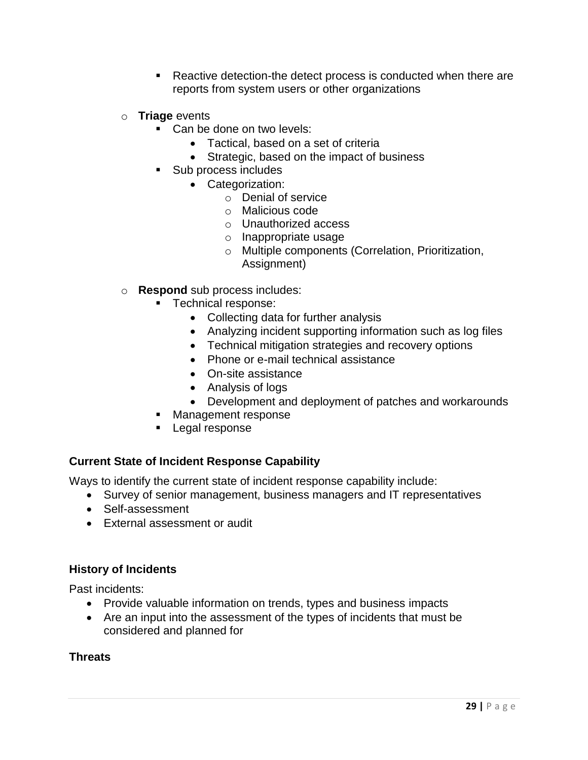- Reactive detection-the detect process is conducted when there are reports from system users or other organizations

    - **Triage** events
        - Can be done on two levels:
            - Tactical, based on a set of criteria
            - Strategic, based on the impact of business
        - Sub process includes
            - Categorization:
                - Denial of service
                - Malicious code
                - Unauthorized access
                - Inappropriate usage
                - Multiple components (Correlation, Prioritization, Assignment)

    - **Respond** sub process includes:
        - Technical response:
            - Collecting data for further analysis
            - Analyzing incident supporting information such as log files
            - Technical mitigation strategies and recovery options
            - Phone or e-mail technical assistance
            - On-site assistance
            - Analysis of logs
            - Development and deployment of patches and workarounds
        - Management response
        - Legal response

**Current State of Incident Response Capability**

Ways to identify the current state of incident response capability include:

- Survey of senior management, business managers and IT representatives
- Self-assessment
- External assessment or audit

**History of Incidents**

Past incidents:

- Provide valuable information on trends, types and business impacts
- Are an input into the assessment of the types of incidents that must be considered and planned for

**Threats**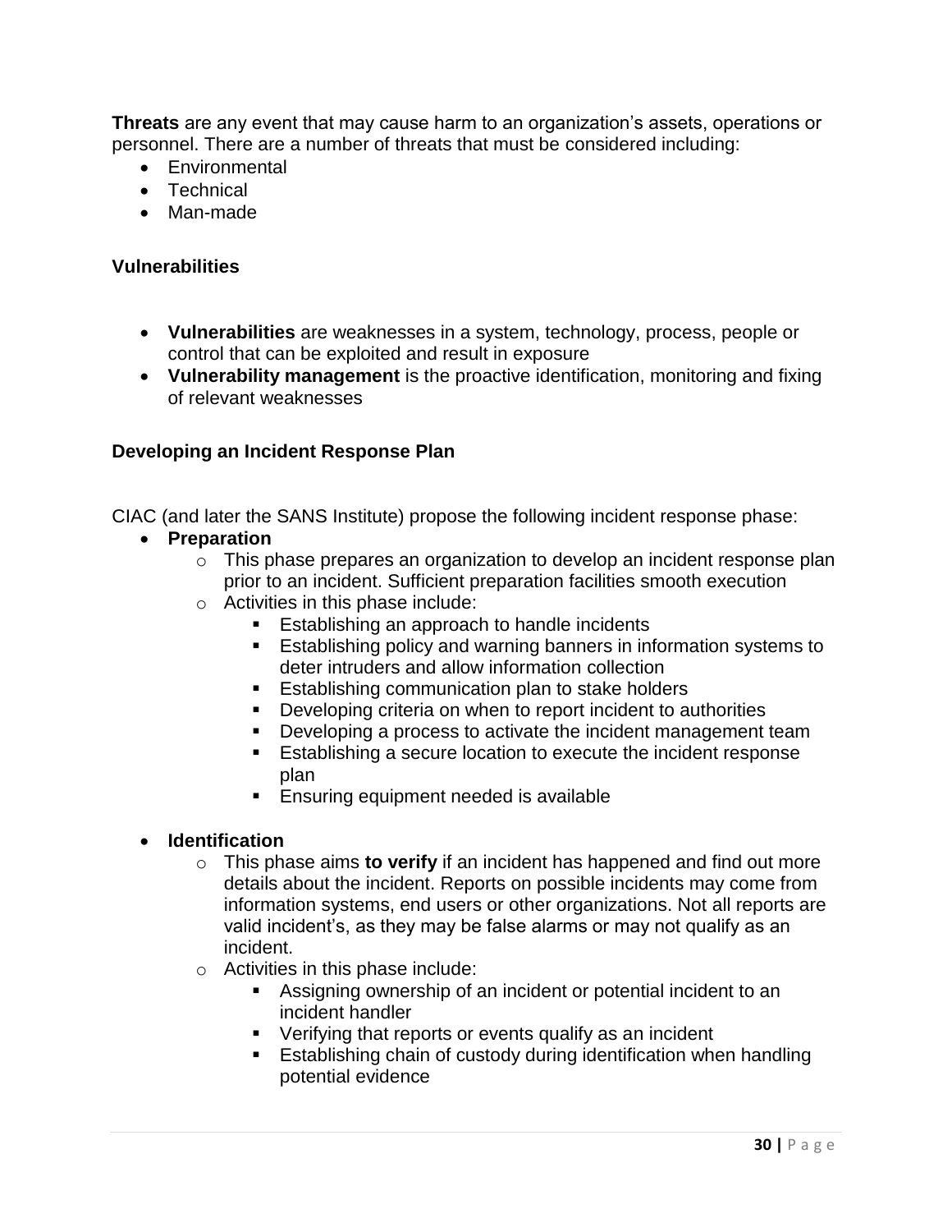**Threats** are any event that may cause harm to an organization's assets, operations or personnel. There are a number of threats that must be considered including:

- Environmental
- Technical
- Man-made

### Vulnerabilities

- **Vulnerabilities** are weaknesses in a system, technology, process, people or control that can be exploited and result in exposure
- **Vulnerability management** is the proactive identification, monitoring and fixing of relevant weaknesses

### Developing an Incident Response Plan

CIAC (and later the SANS Institute) propose the following incident response phase:

- **Preparation**
  - This phase prepares an organization to develop an incident response plan prior to an incident. Sufficient preparation facilities smooth execution
  - Activities in this phase include:
    - Establishing an approach to handle incidents
    - Establishing policy and warning banners in information systems to deter intruders and allow information collection
    - Establishing communication plan to stake holders
    - Developing criteria on when to report incident to authorities
    - Developing a process to activate the incident management team
    - Establishing a secure location to execute the incident response plan
    - Ensuring equipment needed is available

- **Identification**
  - This phase aims **to verify** if an incident has happened and find out more details about the incident. Reports on possible incidents may come from information systems, end users or other organizations. Not all reports are valid incident's, as they may be false alarms or may not qualify as an incident.
  - Activities in this phase include:
    - Assigning ownership of an incident or potential incident to an incident handler
    - Verifying that reports or events qualify as an incident
    - Establishing chain of custody during identification when handling potential evidence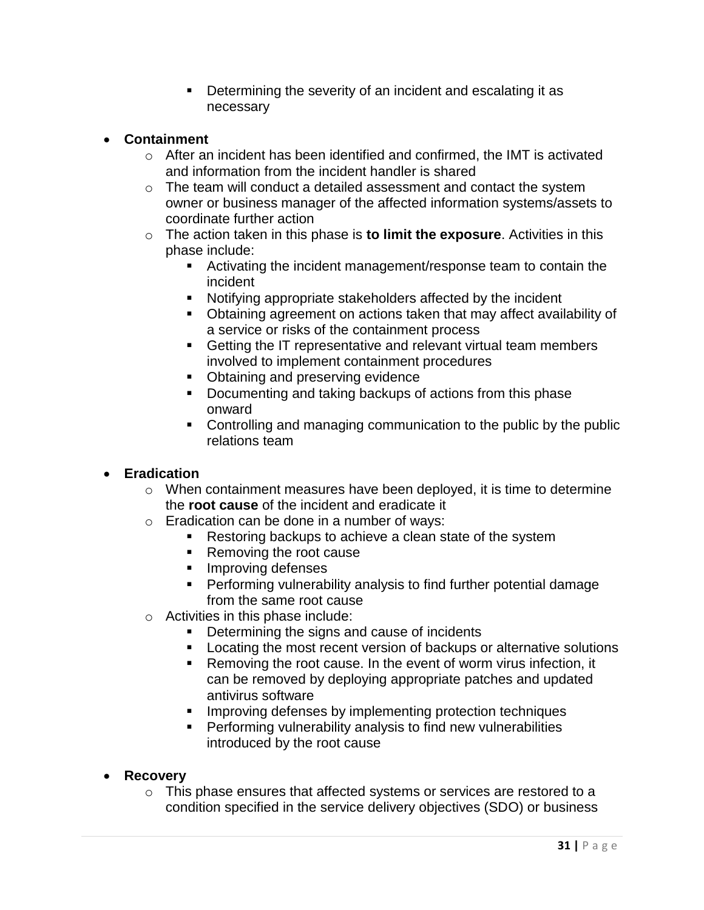- Determining the severity of an incident and escalating it as necessary

- **Containment**
  - After an incident has been identified and confirmed, the IMT is activated and information from the incident handler is shared
  - The team will conduct a detailed assessment and contact the system owner or business manager of the affected information systems/assets to coordinate further action
  - The action taken in this phase is **to limit the exposure**. Activities in this phase include:
    - Activating the incident management/response team to contain the incident
    - Notifying appropriate stakeholders affected by the incident
    - Obtaining agreement on actions taken that may affect availability of a service or risks of the containment process
    - Getting the IT representative and relevant virtual team members involved to implement containment procedures
    - Obtaining and preserving evidence
    - Documenting and taking backups of actions from this phase onward
    - Controlling and managing communication to the public by the public relations team

- **Eradication**
  - When containment measures have been deployed, it is time to determine the **root cause** of the incident and eradicate it
  - Eradication can be done in a number of ways:
    - Restoring backups to achieve a clean state of the system
    - Removing the root cause
    - Improving defenses
    - Performing vulnerability analysis to find further potential damage from the same root cause
  - Activities in this phase include:
    - Determining the signs and cause of incidents
    - Locating the most recent version of backups or alternative solutions
    - Removing the root cause. In the event of worm virus infection, it can be removed by deploying appropriate patches and updated antivirus software
    - Improving defenses by implementing protection techniques
    - Performing vulnerability analysis to find new vulnerabilities introduced by the root cause

- **Recovery**
  - This phase ensures that affected systems or services are restored to a condition specified in the service delivery objectives (SDO) or business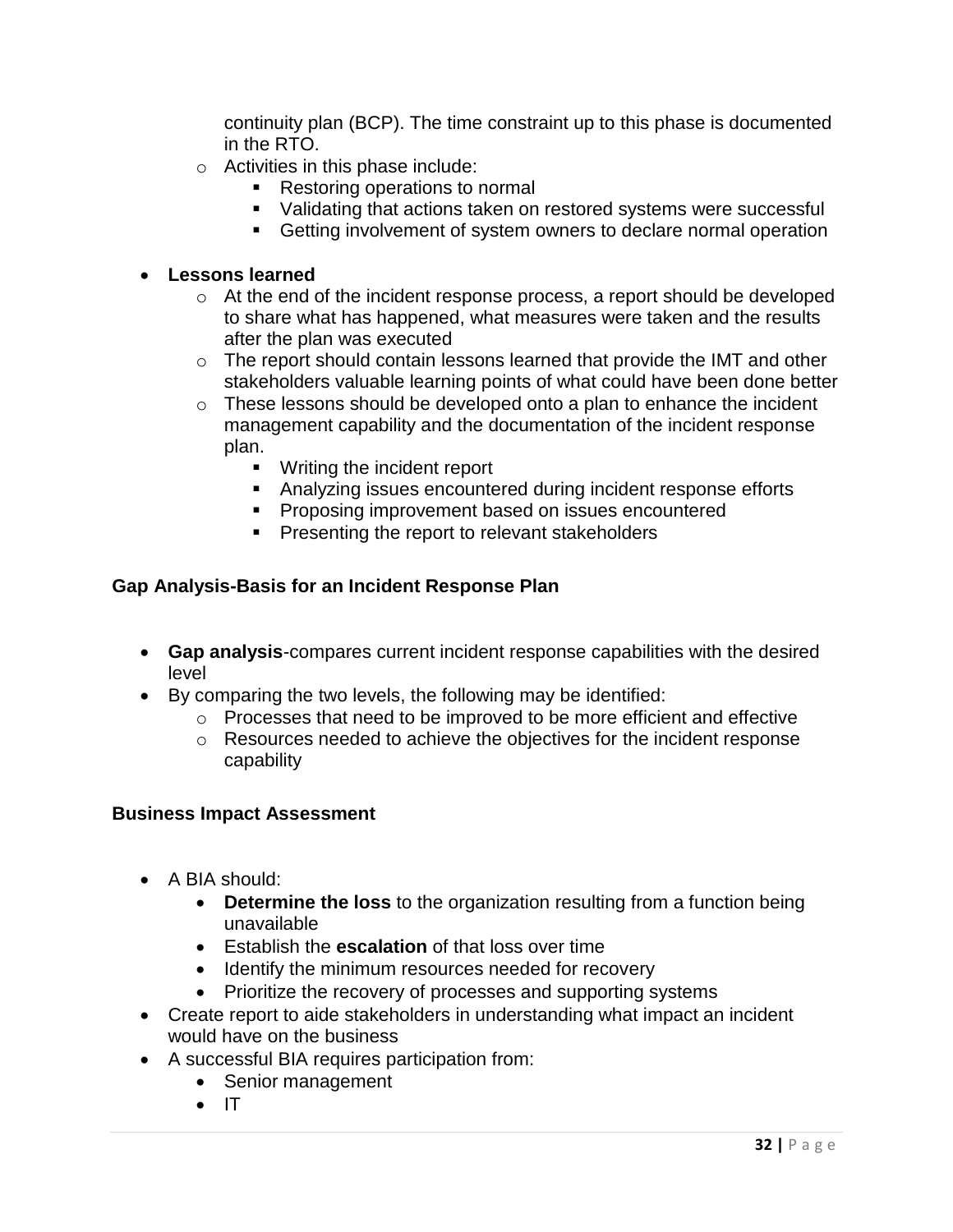continuity plan (BCP). The time constraint up to this phase is documented in the RTO.
  - Activities in this phase include:
    - Restoring operations to normal
    - Validating that actions taken on restored systems were successful
    - Getting involvement of system owners to declare normal operation

- **Lessons learned**
  - At the end of the incident response process, a report should be developed to share what has happened, what measures were taken and the results after the plan was executed
  - The report should contain lessons learned that provide the IMT and other stakeholders valuable learning points of what could have been done better
  - These lessons should be developed onto a plan to enhance the incident management capability and the documentation of the incident response plan.
    - Writing the incident report
    - Analyzing issues encountered during incident response efforts
    - Proposing improvement based on issues encountered
    - Presenting the report to relevant stakeholders

### Gap Analysis-Basis for an Incident Response Plan

- **Gap analysis**-compares current incident response capabilities with the desired level
- By comparing the two levels, the following may be identified:
  - Processes that need to be improved to be more efficient and effective
  - Resources needed to achieve the objectives for the incident response capability

### Business Impact Assessment

- A BIA should:
  - **Determine the loss** to the organization resulting from a function being unavailable
  - Establish the **escalation** of that loss over time
  - Identify the minimum resources needed for recovery
  - Prioritize the recovery of processes and supporting systems
- Create report to aide stakeholders in understanding what impact an incident would have on the business
- A successful BIA requires participation from:
  - Senior management
  - IT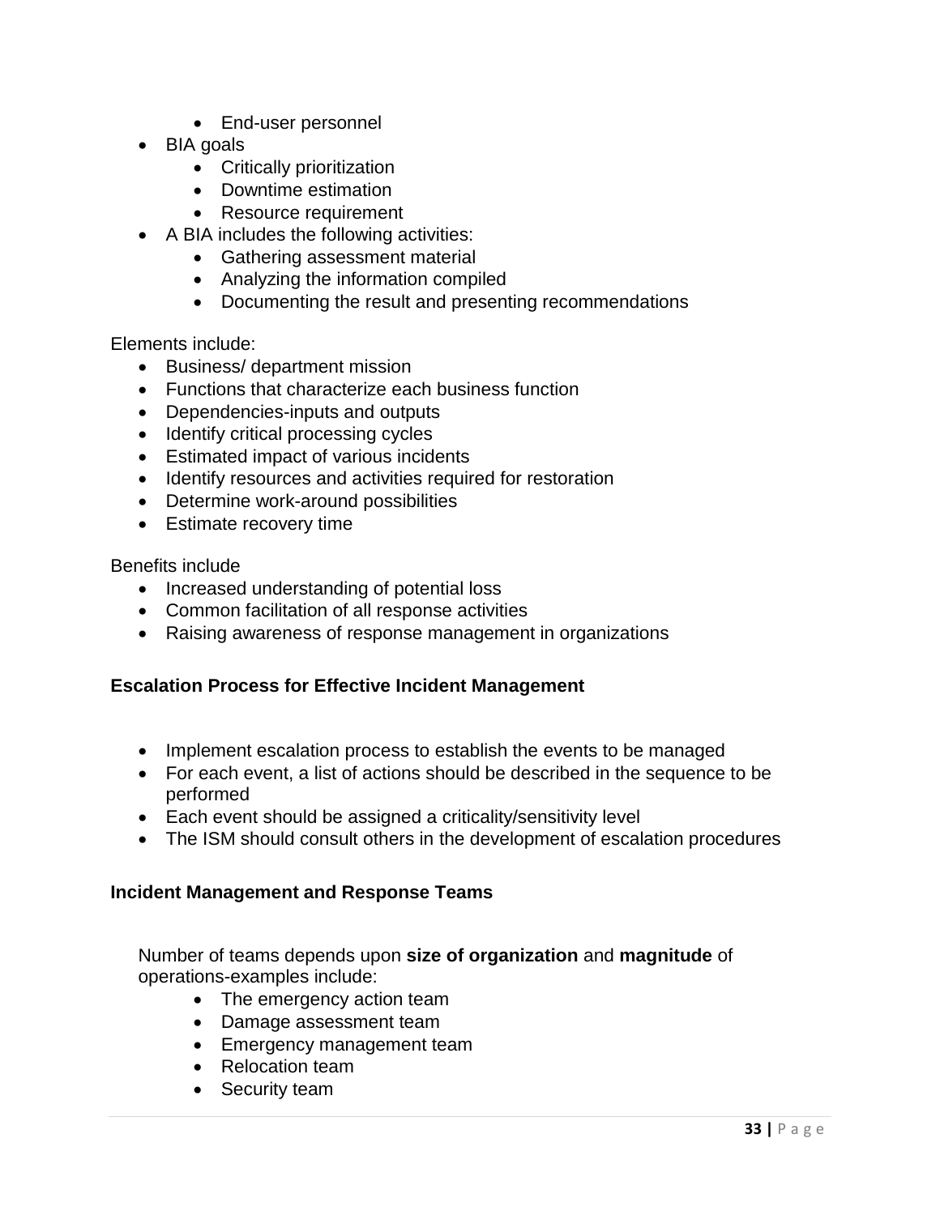- End-user personnel
- BIA goals
    - Critically prioritization
    - Downtime estimation
    - Resource requirement
- A BIA includes the following activities:
    - Gathering assessment material
    - Analyzing the information compiled
    - Documenting the result and presenting recommendations

Elements include:

- Business/ department mission
- Functions that characterize each business function
- Dependencies-inputs and outputs
- Identify critical processing cycles
- Estimated impact of various incidents
- Identify resources and activities required for restoration
- Determine work-around possibilities
- Estimate recovery time

Benefits include

- Increased understanding of potential loss
- Common facilitation of all response activities
- Raising awareness of response management in organizations

### Escalation Process for Effective Incident Management

- Implement escalation process to establish the events to be managed
- For each event, a list of actions should be described in the sequence to be performed
- Each event should be assigned a criticality/sensitivity level
- The ISM should consult others in the development of escalation procedures

### Incident Management and Response Teams

Number of teams depends upon **size of organization** and **magnitude** of operations-examples include:

- The emergency action team
- Damage assessment team
- Emergency management team
- Relocation team
- Security team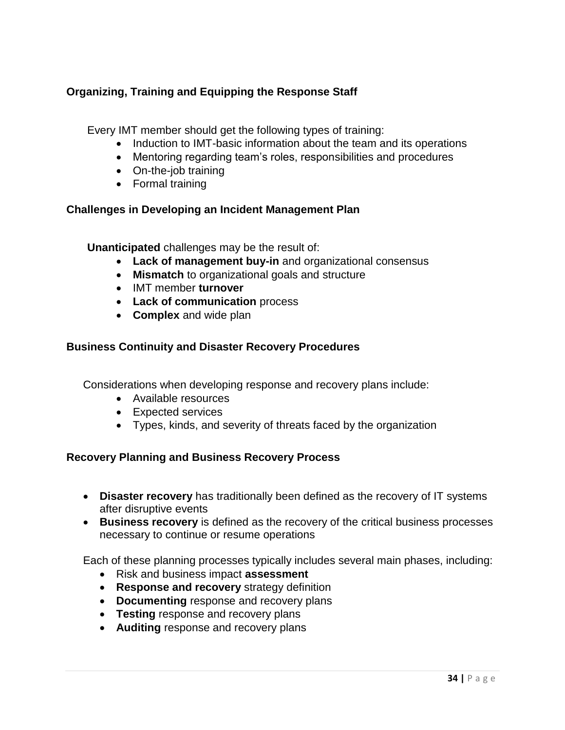### Organizing, Training and Equipping the Response Staff

Every IMT member should get the following types of training:

- Induction to IMT-basic information about the team and its operations
- Mentoring regarding team's roles, responsibilities and procedures
- On-the-job training
- Formal training

### Challenges in Developing an Incident Management Plan

**Unanticipated** challenges may be the result of:

- **Lack of management buy-in** and organizational consensus
- **Mismatch** to organizational goals and structure
- IMT member **turnover**
- **Lack of communication** process
- **Complex** and wide plan

### Business Continuity and Disaster Recovery Procedures

Considerations when developing response and recovery plans include:

- Available resources
- Expected services
- Types, kinds, and severity of threats faced by the organization

### Recovery Planning and Business Recovery Process

- **Disaster recovery** has traditionally been defined as the recovery of IT systems after disruptive events
- **Business recovery** is defined as the recovery of the critical business processes necessary to continue or resume operations

Each of these planning processes typically includes several main phases, including:

- Risk and business impact **assessment**
- **Response and recovery** strategy definition
- **Documenting** response and recovery plans
- **Testing** response and recovery plans
- **Auditing** response and recovery plans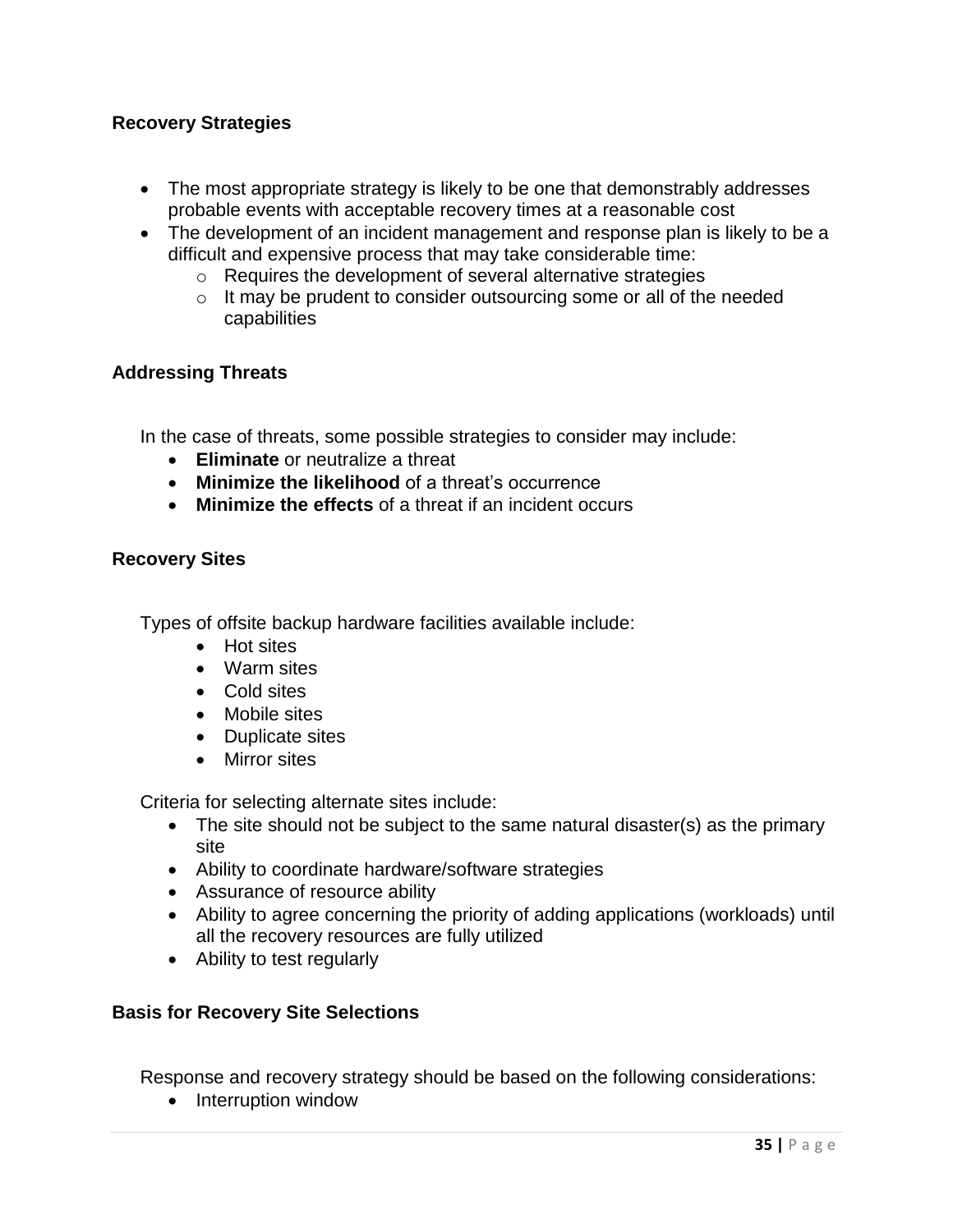### Recovery Strategies

- The most appropriate strategy is likely to be one that demonstrably addresses probable events with acceptable recovery times at a reasonable cost
- The development of an incident management and response plan is likely to be a difficult and expensive process that may take considerable time:
  - Requires the development of several alternative strategies
  - It may be prudent to consider outsourcing some or all of the needed capabilities

### Addressing Threats

In the case of threats, some possible strategies to consider may include:

- **Eliminate** or neutralize a threat
- **Minimize the likelihood** of a threat's occurrence
- **Minimize the effects** of a threat if an incident occurs

### Recovery Sites

Types of offsite backup hardware facilities available include:

- Hot sites
- Warm sites
- Cold sites
- Mobile sites
- Duplicate sites
- Mirror sites

Criteria for selecting alternate sites include:

- The site should not be subject to the same natural disaster(s) as the primary site
- Ability to coordinate hardware/software strategies
- Assurance of resource ability
- Ability to agree concerning the priority of adding applications (workloads) until all the recovery resources are fully utilized
- Ability to test regularly

### Basis for Recovery Site Selections

Response and recovery strategy should be based on the following considerations:

- Interruption window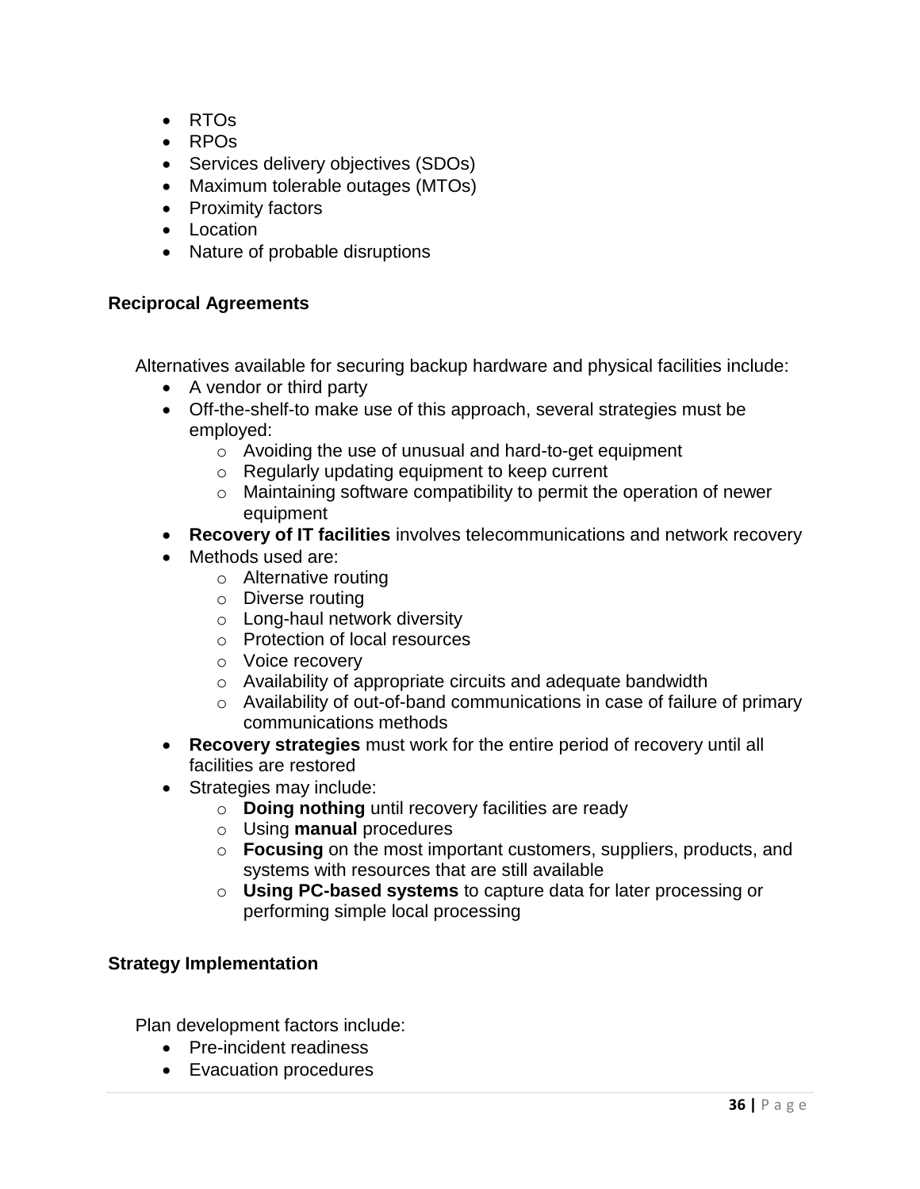- RTOs
- RPOs
- Services delivery objectives (SDOs)
- Maximum tolerable outages (MTOs)
- Proximity factors
- Location
- Nature of probable disruptions

### Reciprocal Agreements

Alternatives available for securing backup hardware and physical facilities include:

- A vendor or third party
- Off-the-shelf-to make use of this approach, several strategies must be employed:
    - Avoiding the use of unusual and hard-to-get equipment
    - Regularly updating equipment to keep current
    - Maintaining software compatibility to permit the operation of newer equipment
- **Recovery of IT facilities** involves telecommunications and network recovery
- Methods used are:
    - Alternative routing
    - Diverse routing
    - Long-haul network diversity
    - Protection of local resources
    - Voice recovery
    - Availability of appropriate circuits and adequate bandwidth
    - Availability of out-of-band communications in case of failure of primary communications methods
- **Recovery strategies** must work for the entire period of recovery until all facilities are restored
- Strategies may include:
    - **Doing nothing** until recovery facilities are ready
    - Using **manual** procedures
    - **Focusing** on the most important customers, suppliers, products, and systems with resources that are still available
    - **Using PC-based systems** to capture data for later processing or performing simple local processing

### Strategy Implementation

Plan development factors include:

- Pre-incident readiness
- Evacuation procedures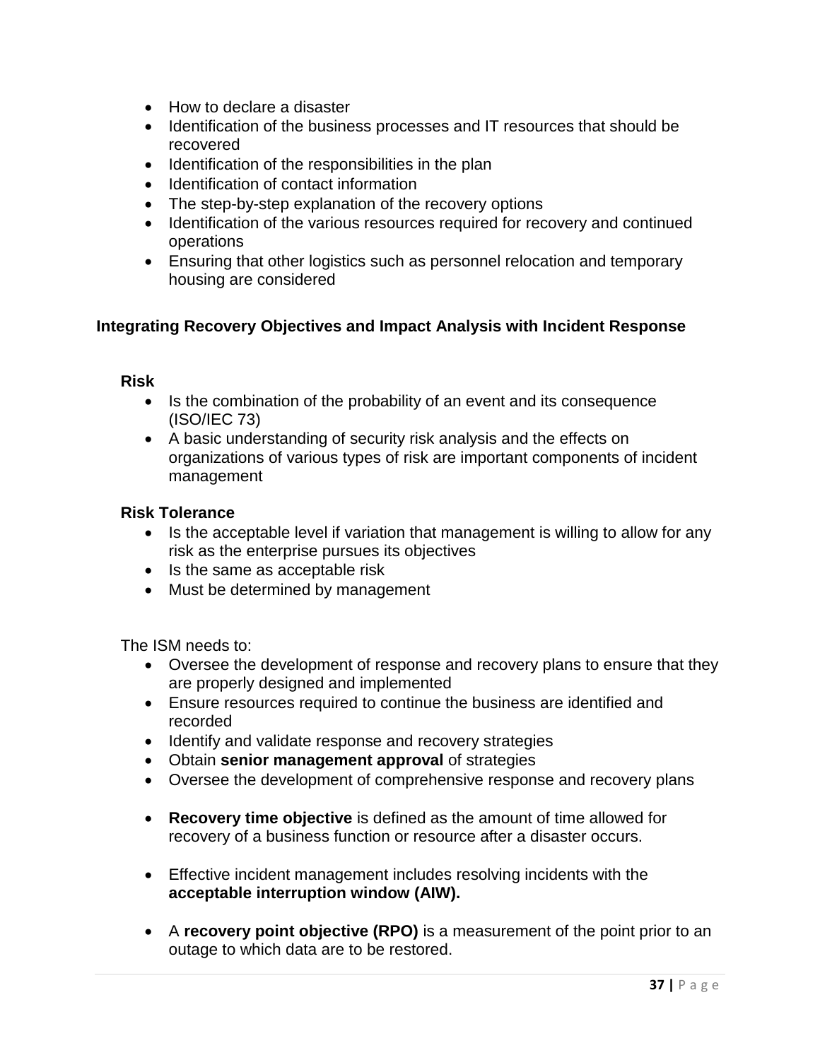- How to declare a disaster
- Identification of the business processes and IT resources that should be recovered
- Identification of the responsibilities in the plan
- Identification of contact information
- The step-by-step explanation of the recovery options
- Identification of the various resources required for recovery and continued operations
- Ensuring that other logistics such as personnel relocation and temporary housing are considered

### Integrating Recovery Objectives and Impact Analysis with Incident Response

**Risk**

- Is the combination of the probability of an event and its consequence (ISO/IEC 73)
- A basic understanding of security risk analysis and the effects on organizations of various types of risk are important components of incident management

**Risk Tolerance**

- Is the acceptable level if variation that management is willing to allow for any risk as the enterprise pursues its objectives
- Is the same as acceptable risk
- Must be determined by management

The ISM needs to:

- Oversee the development of response and recovery plans to ensure that they are properly designed and implemented
- Ensure resources required to continue the business are identified and recorded
- Identify and validate response and recovery strategies
- Obtain **senior management approval** of strategies
- Oversee the development of comprehensive response and recovery plans

- **Recovery time objective** is defined as the amount of time allowed for recovery of a business function or resource after a disaster occurs.

- Effective incident management includes resolving incidents with the **acceptable interruption window (AIW).**

- A **recovery point objective (RPO)** is a measurement of the point prior to an outage to which data are to be restored.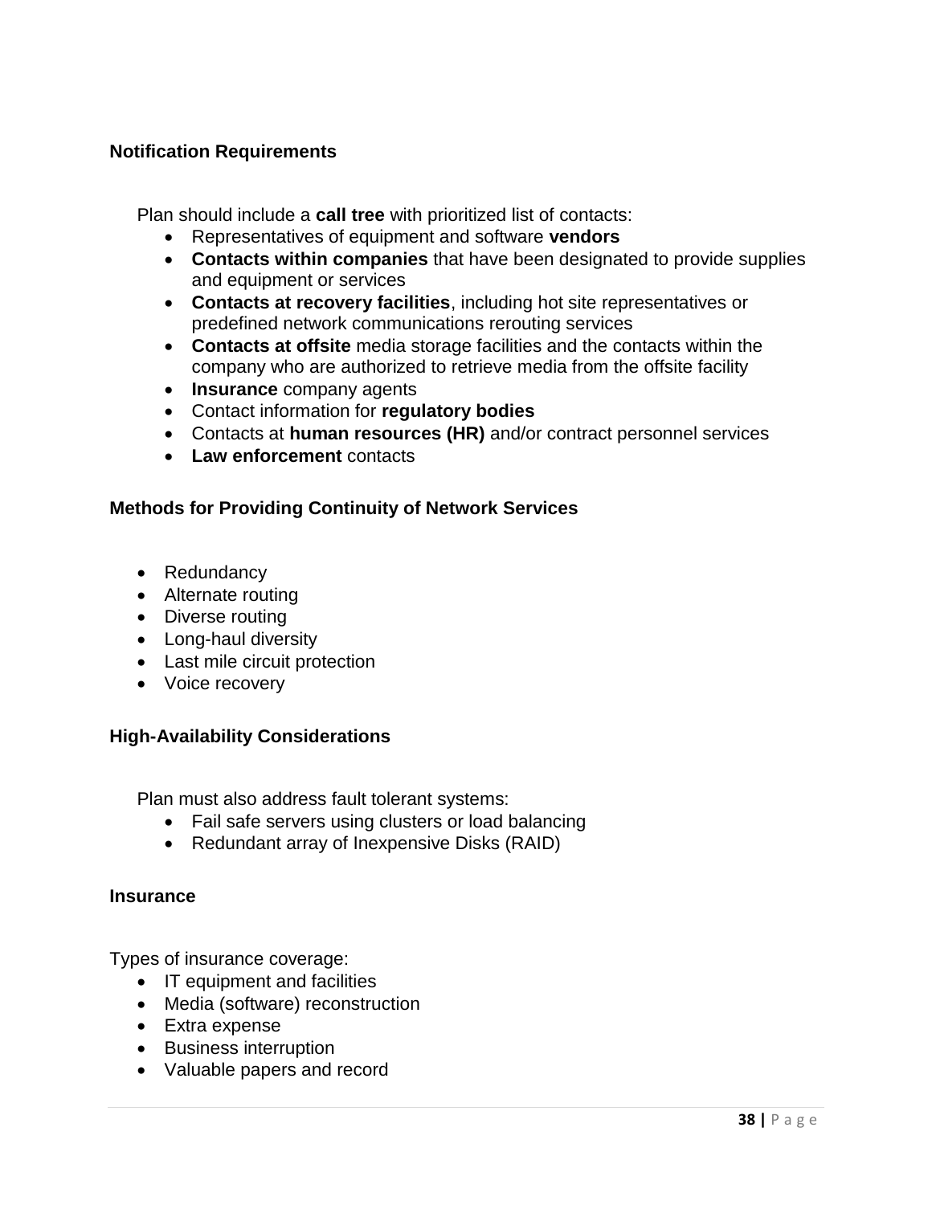### Notification Requirements

Plan should include a **call tree** with prioritized list of contacts:

- Representatives of equipment and software **vendors**
- **Contacts within companies** that have been designated to provide supplies and equipment or services
- **Contacts at recovery facilities**, including hot site representatives or predefined network communications rerouting services
- **Contacts at offsite** media storage facilities and the contacts within the company who are authorized to retrieve media from the offsite facility
- **Insurance** company agents
- Contact information for **regulatory bodies**
- Contacts at **human resources (HR)** and/or contract personnel services
- **Law enforcement** contacts

### Methods for Providing Continuity of Network Services

- Redundancy
- Alternate routing
- Diverse routing
- Long-haul diversity
- Last mile circuit protection
- Voice recovery

### High-Availability Considerations

Plan must also address fault tolerant systems:

- Fail safe servers using clusters or load balancing
- Redundant array of Inexpensive Disks (RAID)

### Insurance

Types of insurance coverage:

- IT equipment and facilities
- Media (software) reconstruction
- Extra expense
- Business interruption
- Valuable papers and record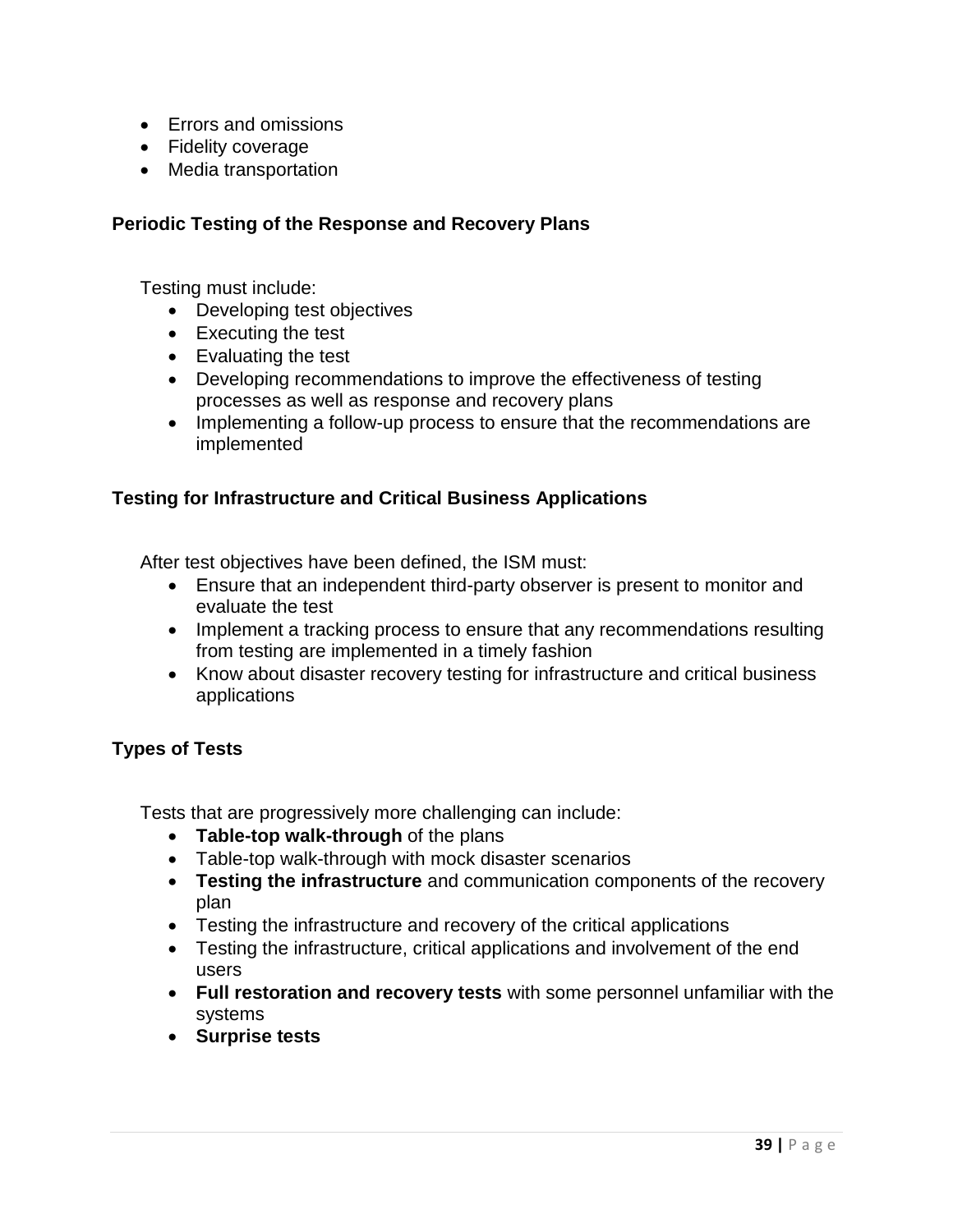- Errors and omissions
- Fidelity coverage
- Media transportation

### Periodic Testing of the Response and Recovery Plans

Testing must include:

- Developing test objectives
- Executing the test
- Evaluating the test
- Developing recommendations to improve the effectiveness of testing processes as well as response and recovery plans
- Implementing a follow-up process to ensure that the recommendations are implemented

### Testing for Infrastructure and Critical Business Applications

After test objectives have been defined, the ISM must:

- Ensure that an independent third-party observer is present to monitor and evaluate the test
- Implement a tracking process to ensure that any recommendations resulting from testing are implemented in a timely fashion
- Know about disaster recovery testing for infrastructure and critical business applications

### Types of Tests

Tests that are progressively more challenging can include:

- **Table-top walk-through** of the plans
- Table-top walk-through with mock disaster scenarios
- **Testing the infrastructure** and communication components of the recovery plan
- Testing the infrastructure and recovery of the critical applications
- Testing the infrastructure, critical applications and involvement of the end users
- **Full restoration and recovery tests** with some personnel unfamiliar with the systems
- **Surprise tests**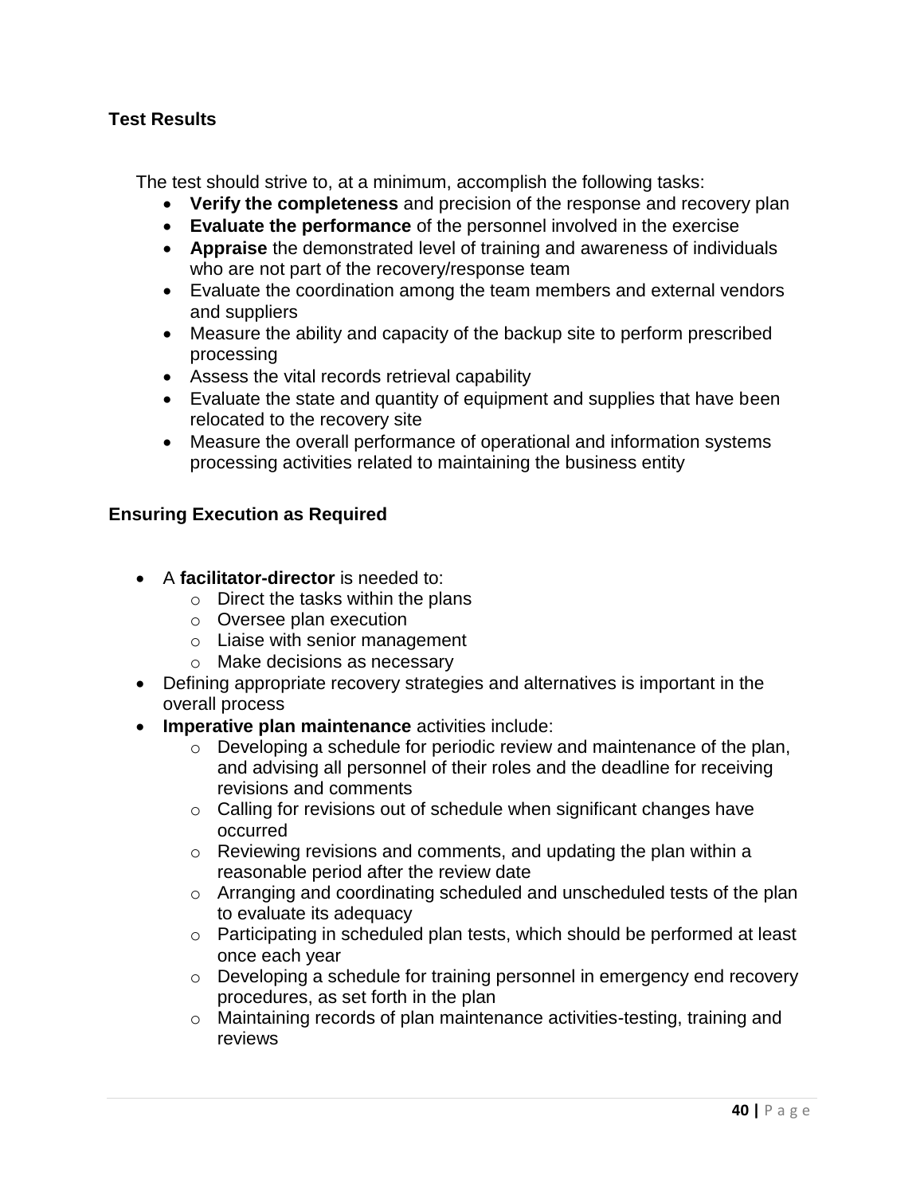### Test Results

The test should strive to, at a minimum, accomplish the following tasks:

- **Verify the completeness** and precision of the response and recovery plan
- **Evaluate the performance** of the personnel involved in the exercise
- **Appraise** the demonstrated level of training and awareness of individuals who are not part of the recovery/response team
- Evaluate the coordination among the team members and external vendors and suppliers
- Measure the ability and capacity of the backup site to perform prescribed processing
- Assess the vital records retrieval capability
- Evaluate the state and quantity of equipment and supplies that have been relocated to the recovery site
- Measure the overall performance of operational and information systems processing activities related to maintaining the business entity

### Ensuring Execution as Required

- A **facilitator-director** is needed to:
  - Direct the tasks within the plans
  - Oversee plan execution
  - Liaise with senior management
  - Make decisions as necessary
- Defining appropriate recovery strategies and alternatives is important in the overall process
- **Imperative plan maintenance** activities include:
  - Developing a schedule for periodic review and maintenance of the plan, and advising all personnel of their roles and the deadline for receiving revisions and comments
  - Calling for revisions out of schedule when significant changes have occurred
  - Reviewing revisions and comments, and updating the plan within a reasonable period after the review date
  - Arranging and coordinating scheduled and unscheduled tests of the plan to evaluate its adequacy
  - Participating in scheduled plan tests, which should be performed at least once each year
  - Developing a schedule for training personnel in emergency end recovery procedures, as set forth in the plan
  - Maintaining records of plan maintenance activities-testing, training and reviews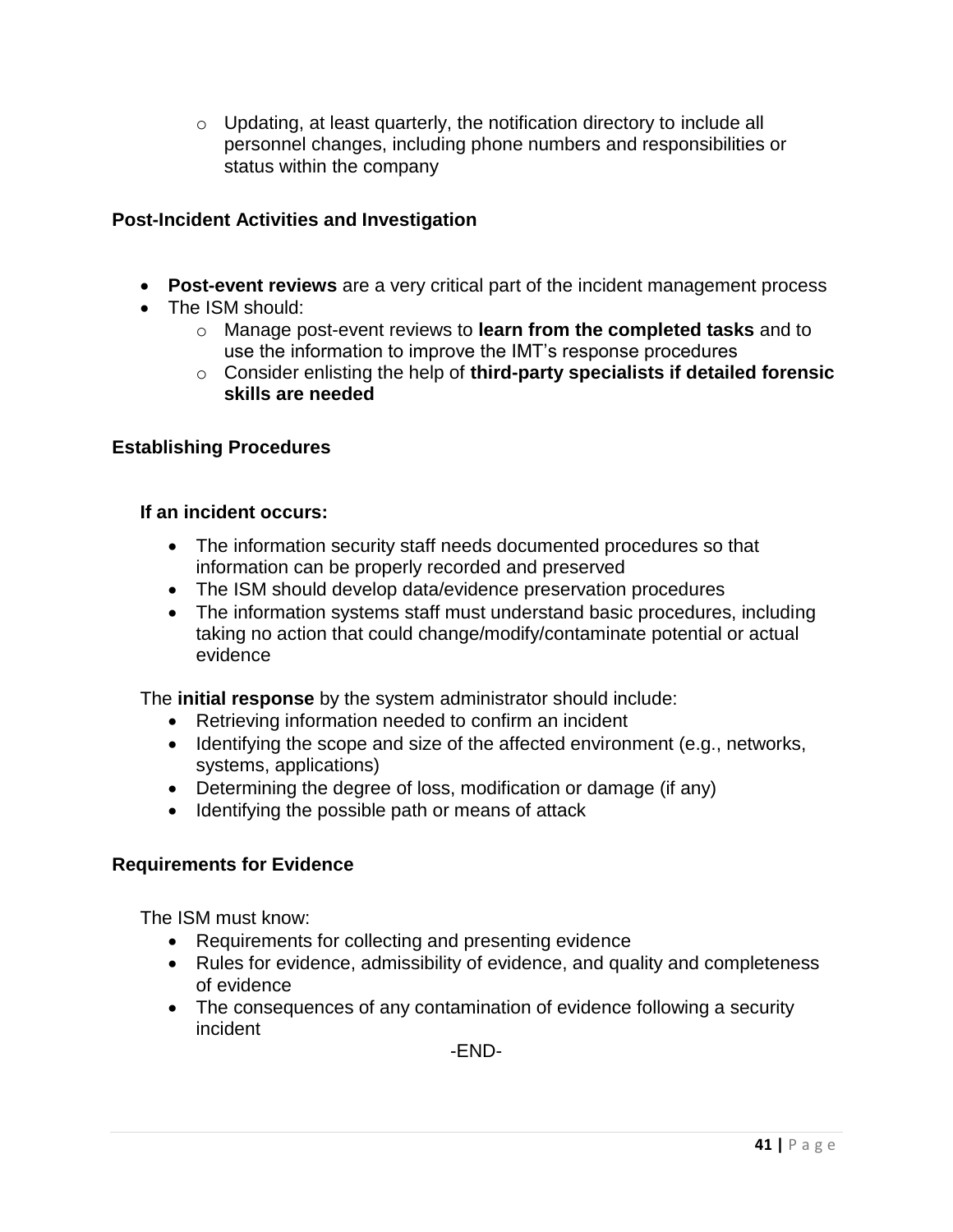- Updating, at least quarterly, the notification directory to include all personnel changes, including phone numbers and responsibilities or status within the company

### Post-Incident Activities and Investigation

- **Post-event reviews** are a very critical part of the incident management process
- The ISM should:
  - Manage post-event reviews to **learn from the completed tasks** and to use the information to improve the IMT's response procedures
  - Consider enlisting the help of **third-party specialists if detailed forensic skills are needed**

### Establishing Procedures

**If an incident occurs:**

- The information security staff needs documented procedures so that information can be properly recorded and preserved
- The ISM should develop data/evidence preservation procedures
- The information systems staff must understand basic procedures, including taking no action that could change/modify/contaminate potential or actual evidence

The **initial response** by the system administrator should include:

- Retrieving information needed to confirm an incident
- Identifying the scope and size of the affected environment (e.g., networks, systems, applications)
- Determining the degree of loss, modification or damage (if any)
- Identifying the possible path or means of attack

### Requirements for Evidence

The ISM must know:

- Requirements for collecting and presenting evidence
- Rules for evidence, admissibility of evidence, and quality and completeness of evidence
- The consequences of any contamination of evidence following a security incident

-END-